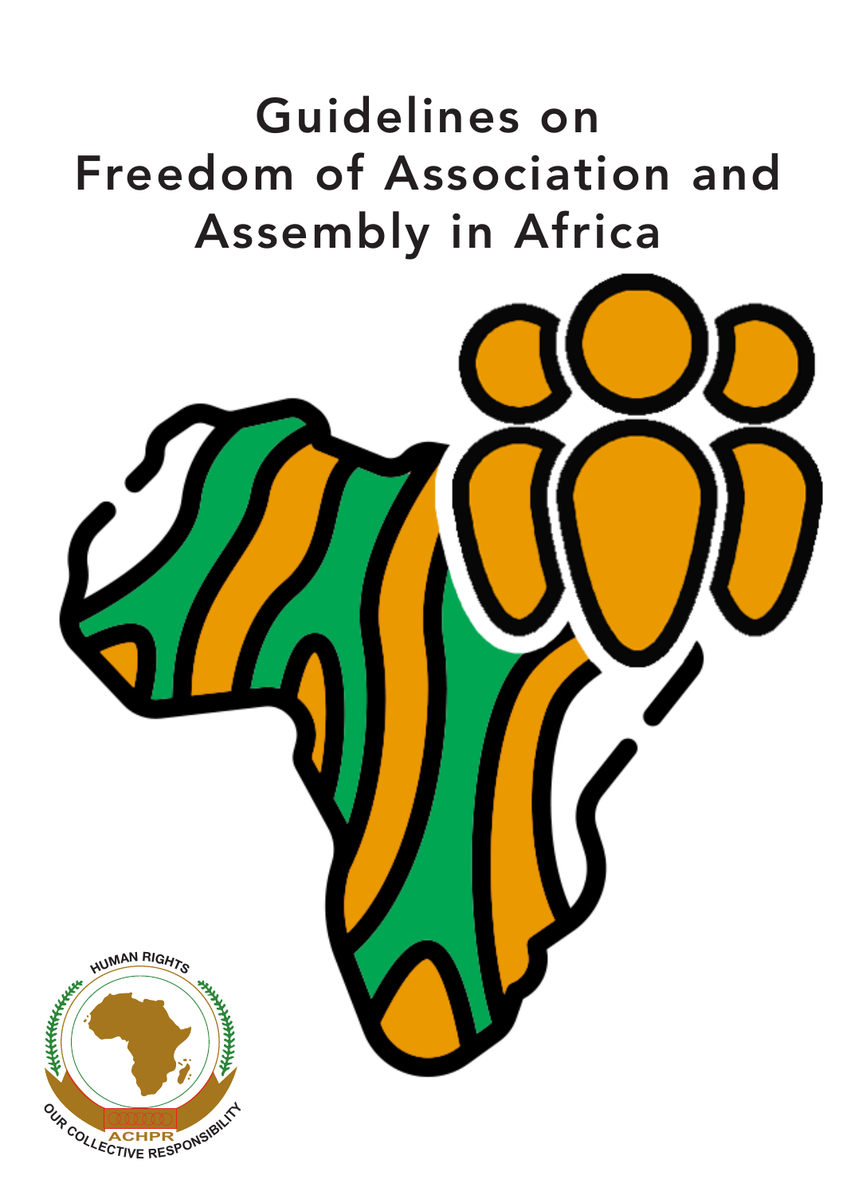# Guidelines on Freedom of Association and Assembly in Africa

HUMAN RIGHTS

ACHPR

OUR COLLECTIVE RESPONSIBILITY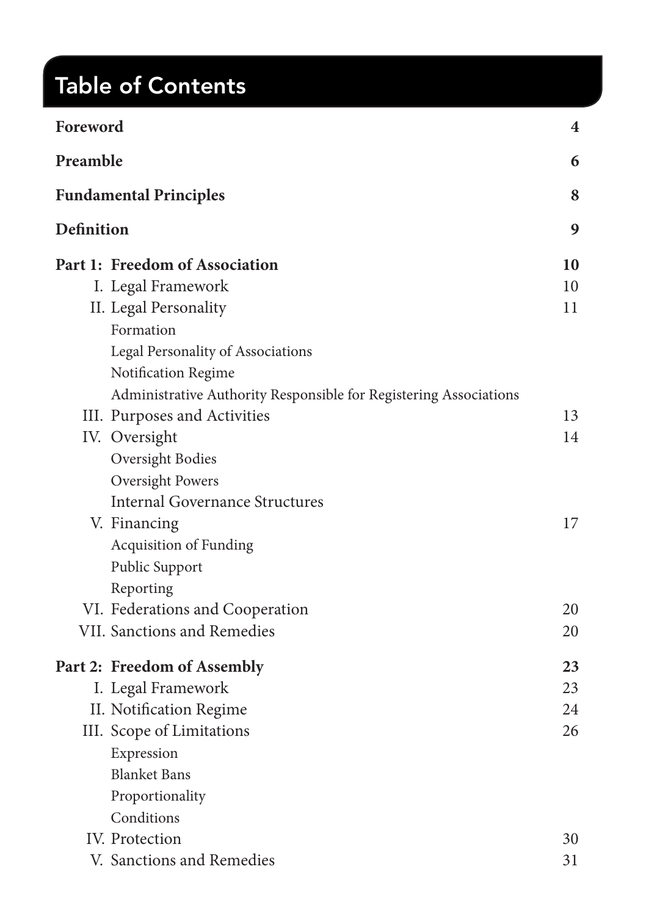# Table of Contents

| | |
|---|---|
| **Foreword** | **4** |
| **Preamble** | **6** |
| **Fundamental Principles** | **8** |
| **Definition** | **9** |
| **Part 1: Freedom of Association** | **10** |
| I. Legal Framework | 10 |
| II. Legal Personality | 11 |
| Formation | |
| Legal Personality of Associations | |
| Notification Regime | |
| Administrative Authority Responsible for Registering Associations | |
| III. Purposes and Activities | 13 |
| IV. Oversight | 14 |
| Oversight Bodies | |
| Oversight Powers | |
| Internal Governance Structures | |
| V. Financing | 17 |
| Acquisition of Funding | |
| Public Support | |
| Reporting | |
| VI. Federations and Cooperation | 20 |
| VII. Sanctions and Remedies | 20 |
| **Part 2: Freedom of Assembly** | **23** |
| I. Legal Framework | 23 |
| II. Notification Regime | 24 |
| III. Scope of Limitations | 26 |
| Expression | |
| Blanket Bans | |
| Proportionality | |
| Conditions | |
| IV. Protection | 30 |
| V. Sanctions and Remedies | 31 |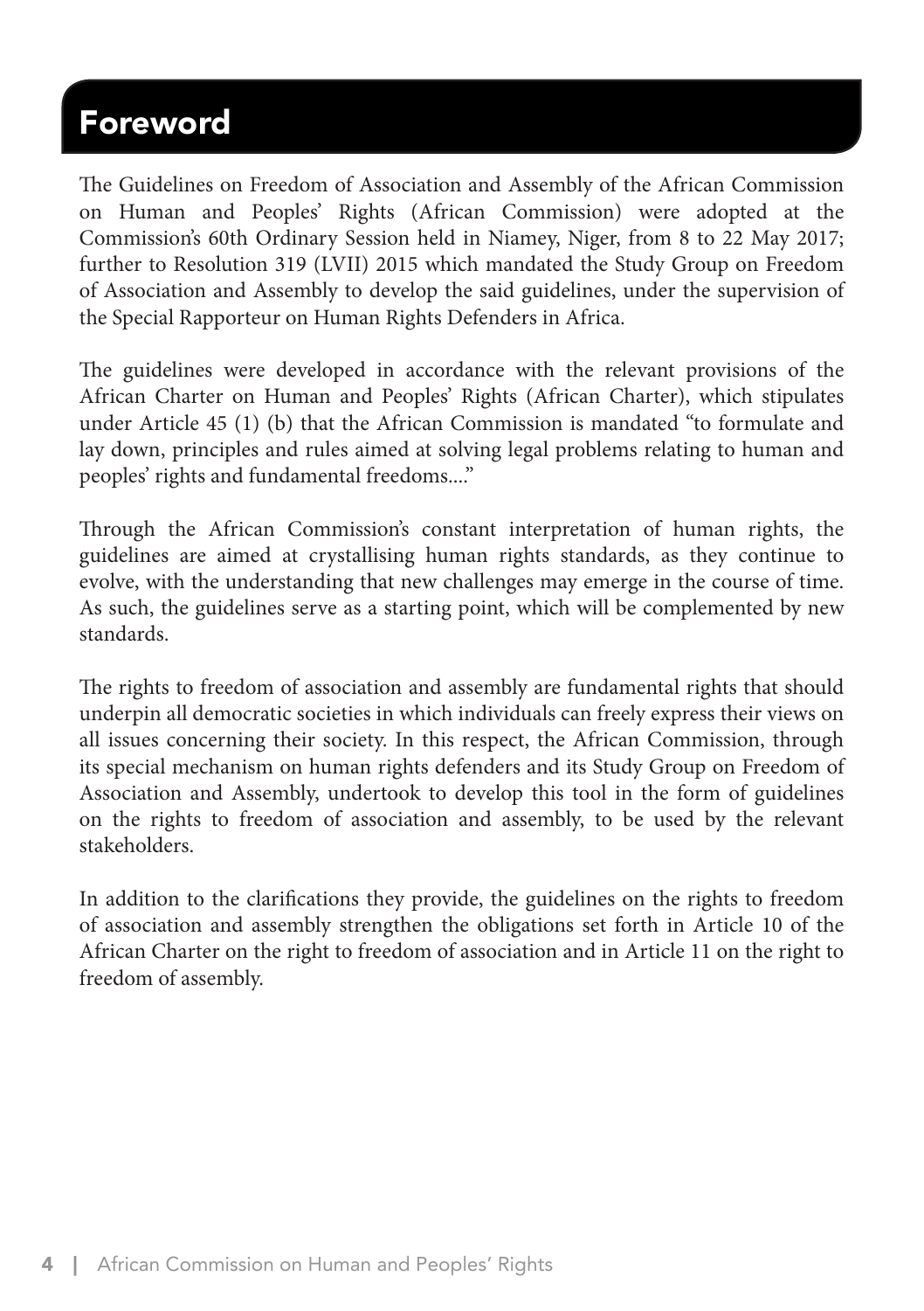# Foreword

The Guidelines on Freedom of Association and Assembly of the African Commission on Human and Peoples' Rights (African Commission) were adopted at the Commission's 60th Ordinary Session held in Niamey, Niger, from 8 to 22 May 2017; further to Resolution 319 (LVII) 2015 which mandated the Study Group on Freedom of Association and Assembly to develop the said guidelines, under the supervision of the Special Rapporteur on Human Rights Defenders in Africa.

The guidelines were developed in accordance with the relevant provisions of the African Charter on Human and Peoples' Rights (African Charter), which stipulates under Article 45 (1) (b) that the African Commission is mandated "to formulate and lay down, principles and rules aimed at solving legal problems relating to human and peoples' rights and fundamental freedoms...."

Through the African Commission's constant interpretation of human rights, the guidelines are aimed at crystallising human rights standards, as they continue to evolve, with the understanding that new challenges may emerge in the course of time. As such, the guidelines serve as a starting point, which will be complemented by new standards.

The rights to freedom of association and assembly are fundamental rights that should underpin all democratic societies in which individuals can freely express their views on all issues concerning their society. In this respect, the African Commission, through its special mechanism on human rights defenders and its Study Group on Freedom of Association and Assembly, undertook to develop this tool in the form of guidelines on the rights to freedom of association and assembly, to be used by the relevant stakeholders.

In addition to the clarifications they provide, the guidelines on the rights to freedom of association and assembly strengthen the obligations set forth in Article 10 of the African Charter on the right to freedom of association and in Article 11 on the right to freedom of assembly.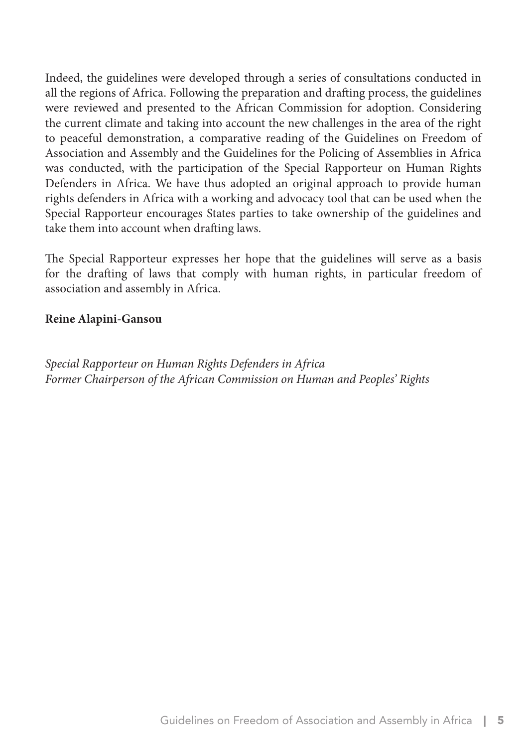Indeed, the guidelines were developed through a series of consultations conducted in all the regions of Africa. Following the preparation and drafting process, the guidelines were reviewed and presented to the African Commission for adoption. Considering the current climate and taking into account the new challenges in the area of the right to peaceful demonstration, a comparative reading of the Guidelines on Freedom of Association and Assembly and the Guidelines for the Policing of Assemblies in Africa was conducted, with the participation of the Special Rapporteur on Human Rights Defenders in Africa. We have thus adopted an original approach to provide human rights defenders in Africa with a working and advocacy tool that can be used when the Special Rapporteur encourages States parties to take ownership of the guidelines and take them into account when drafting laws.

The Special Rapporteur expresses her hope that the guidelines will serve as a basis for the drafting of laws that comply with human rights, in particular freedom of association and assembly in Africa.

**Reine Alapini-Gansou**

*Special Rapporteur on Human Rights Defenders in Africa*
*Former Chairperson of the African Commission on Human and Peoples' Rights*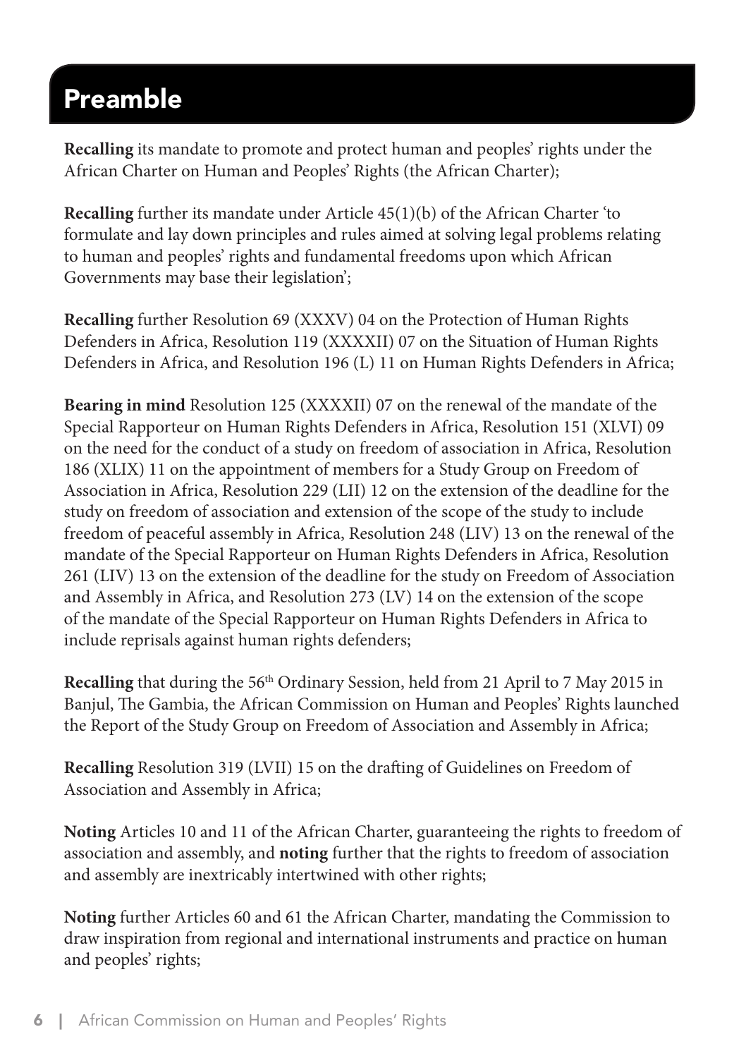# Preamble

**Recalling** its mandate to promote and protect human and peoples' rights under the African Charter on Human and Peoples' Rights (the African Charter);

**Recalling** further its mandate under Article 45(1)(b) of the African Charter 'to formulate and lay down principles and rules aimed at solving legal problems relating to human and peoples' rights and fundamental freedoms upon which African Governments may base their legislation';

**Recalling** further Resolution 69 (XXXV) 04 on the Protection of Human Rights Defenders in Africa, Resolution 119 (XXXXII) 07 on the Situation of Human Rights Defenders in Africa, and Resolution 196 (L) 11 on Human Rights Defenders in Africa;

**Bearing in mind** Resolution 125 (XXXXII) 07 on the renewal of the mandate of the Special Rapporteur on Human Rights Defenders in Africa, Resolution 151 (XLVI) 09 on the need for the conduct of a study on freedom of association in Africa, Resolution 186 (XLIX) 11 on the appointment of members for a Study Group on Freedom of Association in Africa, Resolution 229 (LII) 12 on the extension of the deadline for the study on freedom of association and extension of the scope of the study to include freedom of peaceful assembly in Africa, Resolution 248 (LIV) 13 on the renewal of the mandate of the Special Rapporteur on Human Rights Defenders in Africa, Resolution 261 (LIV) 13 on the extension of the deadline for the study on Freedom of Association and Assembly in Africa, and Resolution 273 (LV) 14 on the extension of the scope of the mandate of the Special Rapporteur on Human Rights Defenders in Africa to include reprisals against human rights defenders;

**Recalling** that during the 56th Ordinary Session, held from 21 April to 7 May 2015 in Banjul, The Gambia, the African Commission on Human and Peoples' Rights launched the Report of the Study Group on Freedom of Association and Assembly in Africa;

**Recalling** Resolution 319 (LVII) 15 on the drafting of Guidelines on Freedom of Association and Assembly in Africa;

**Noting** Articles 10 and 11 of the African Charter, guaranteeing the rights to freedom of association and assembly, and **noting** further that the rights to freedom of association and assembly are inextricably intertwined with other rights;

**Noting** further Articles 60 and 61 the African Charter, mandating the Commission to draw inspiration from regional and international instruments and practice on human and peoples' rights;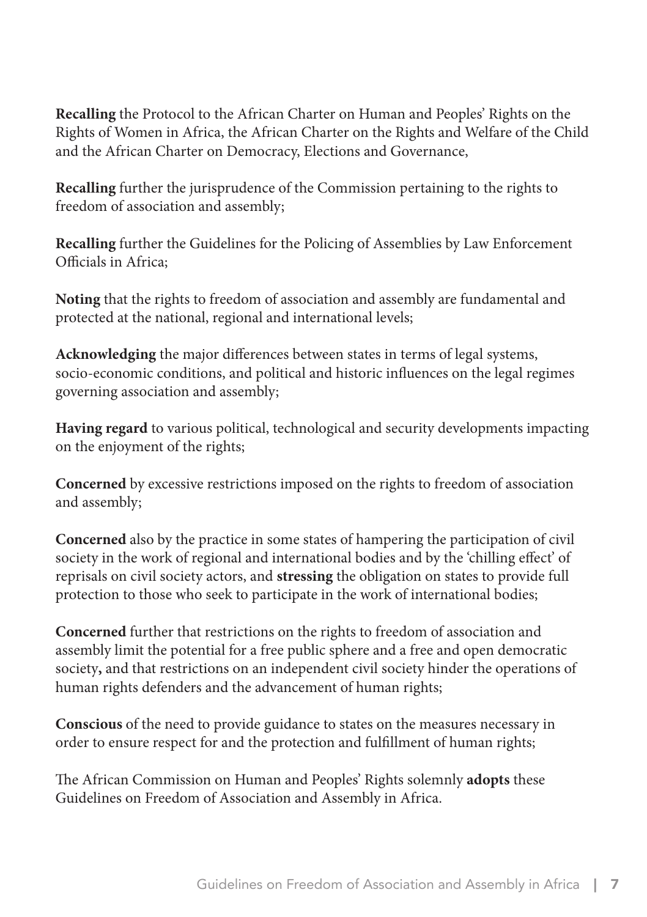**Recalling** the Protocol to the African Charter on Human and Peoples' Rights on the Rights of Women in Africa, the African Charter on the Rights and Welfare of the Child and the African Charter on Democracy, Elections and Governance,

**Recalling** further the jurisprudence of the Commission pertaining to the rights to freedom of association and assembly;

**Recalling** further the Guidelines for the Policing of Assemblies by Law Enforcement Officials in Africa;

**Noting** that the rights to freedom of association and assembly are fundamental and protected at the national, regional and international levels;

**Acknowledging** the major differences between states in terms of legal systems, socio-economic conditions, and political and historic influences on the legal regimes governing association and assembly;

**Having regard** to various political, technological and security developments impacting on the enjoyment of the rights;

**Concerned** by excessive restrictions imposed on the rights to freedom of association and assembly;

**Concerned** also by the practice in some states of hampering the participation of civil society in the work of regional and international bodies and by the 'chilling effect' of reprisals on civil society actors, and **stressing** the obligation on states to provide full protection to those who seek to participate in the work of international bodies;

**Concerned** further that restrictions on the rights to freedom of association and assembly limit the potential for a free public sphere and a free and open democratic society**,** and that restrictions on an independent civil society hinder the operations of human rights defenders and the advancement of human rights;

**Conscious** of the need to provide guidance to states on the measures necessary in order to ensure respect for and the protection and fulfillment of human rights;

The African Commission on Human and Peoples' Rights solemnly **adopts** these Guidelines on Freedom of Association and Assembly in Africa.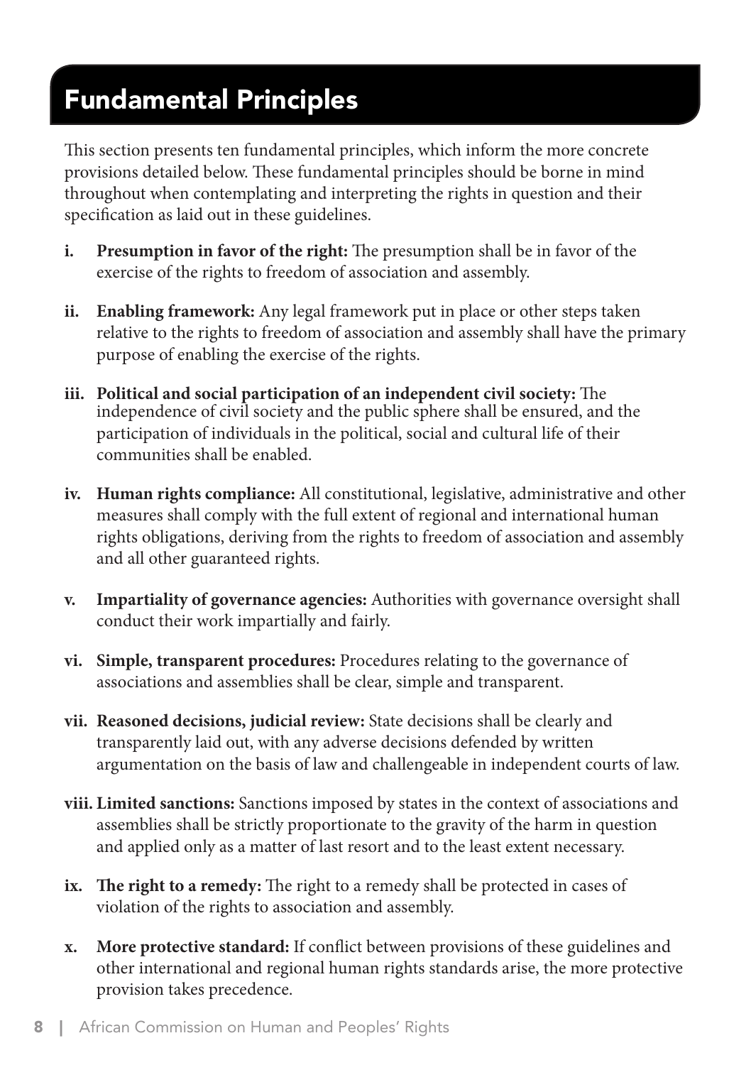## Fundamental Principles

This section presents ten fundamental principles, which inform the more concrete provisions detailed below. These fundamental principles should be borne in mind throughout when contemplating and interpreting the rights in question and their specification as laid out in these guidelines.

i. **Presumption in favor of the right:** The presumption shall be in favor of the exercise of the rights to freedom of association and assembly.

ii. **Enabling framework:** Any legal framework put in place or other steps taken relative to the rights to freedom of association and assembly shall have the primary purpose of enabling the exercise of the rights.

iii. **Political and social participation of an independent civil society:** The independence of civil society and the public sphere shall be ensured, and the participation of individuals in the political, social and cultural life of their communities shall be enabled.

iv. **Human rights compliance:** All constitutional, legislative, administrative and other measures shall comply with the full extent of regional and international human rights obligations, deriving from the rights to freedom of association and assembly and all other guaranteed rights.

v. **Impartiality of governance agencies:** Authorities with governance oversight shall conduct their work impartially and fairly.

vi. **Simple, transparent procedures:** Procedures relating to the governance of associations and assemblies shall be clear, simple and transparent.

vii. **Reasoned decisions, judicial review:** State decisions shall be clearly and transparently laid out, with any adverse decisions defended by written argumentation on the basis of law and challengeable in independent courts of law.

viii. **Limited sanctions:** Sanctions imposed by states in the context of associations and assemblies shall be strictly proportionate to the gravity of the harm in question and applied only as a matter of last resort and to the least extent necessary.

ix. **The right to a remedy:** The right to a remedy shall be protected in cases of violation of the rights to association and assembly.

x. **More protective standard:** If conflict between provisions of these guidelines and other international and regional human rights standards arise, the more protective provision takes precedence.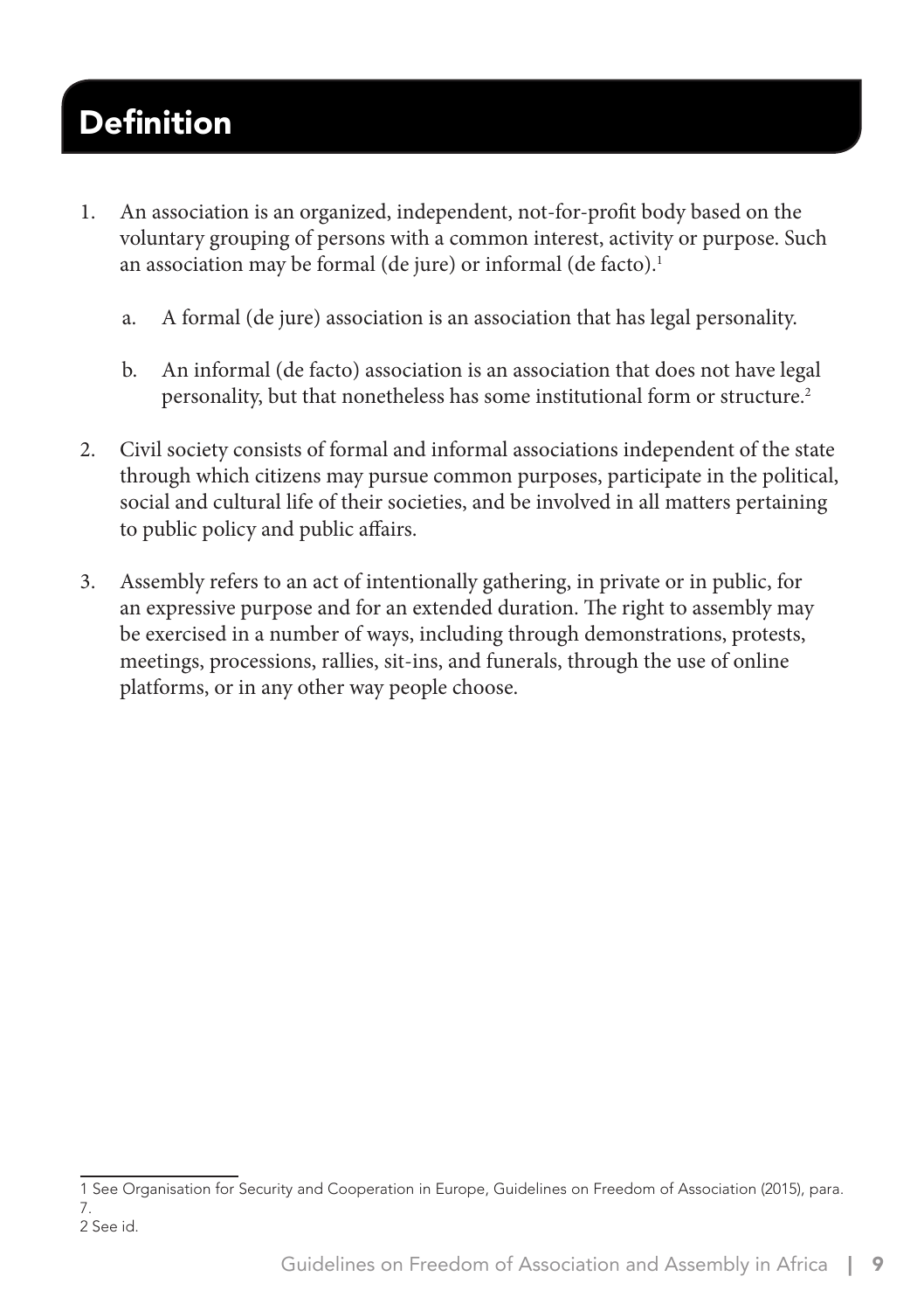# Definition

1. An association is an organized, independent, not-for-profit body based on the voluntary grouping of persons with a common interest, activity or purpose. Such an association may be formal (de jure) or informal (de facto).[1]

   a. A formal (de jure) association is an association that has legal personality.

   b. An informal (de facto) association is an association that does not have legal personality, but that nonetheless has some institutional form or structure.[2]

2. Civil society consists of formal and informal associations independent of the state through which citizens may pursue common purposes, participate in the political, social and cultural life of their societies, and be involved in all matters pertaining to public policy and public affairs.

3. Assembly refers to an act of intentionally gathering, in private or in public, for an expressive purpose and for an extended duration. The right to assembly may be exercised in a number of ways, including through demonstrations, protests, meetings, processions, rallies, sit-ins, and funerals, through the use of online platforms, or in any other way people choose.

---

1 See Organisation for Security and Cooperation in Europe, Guidelines on Freedom of Association (2015), para. 7.

2 See id.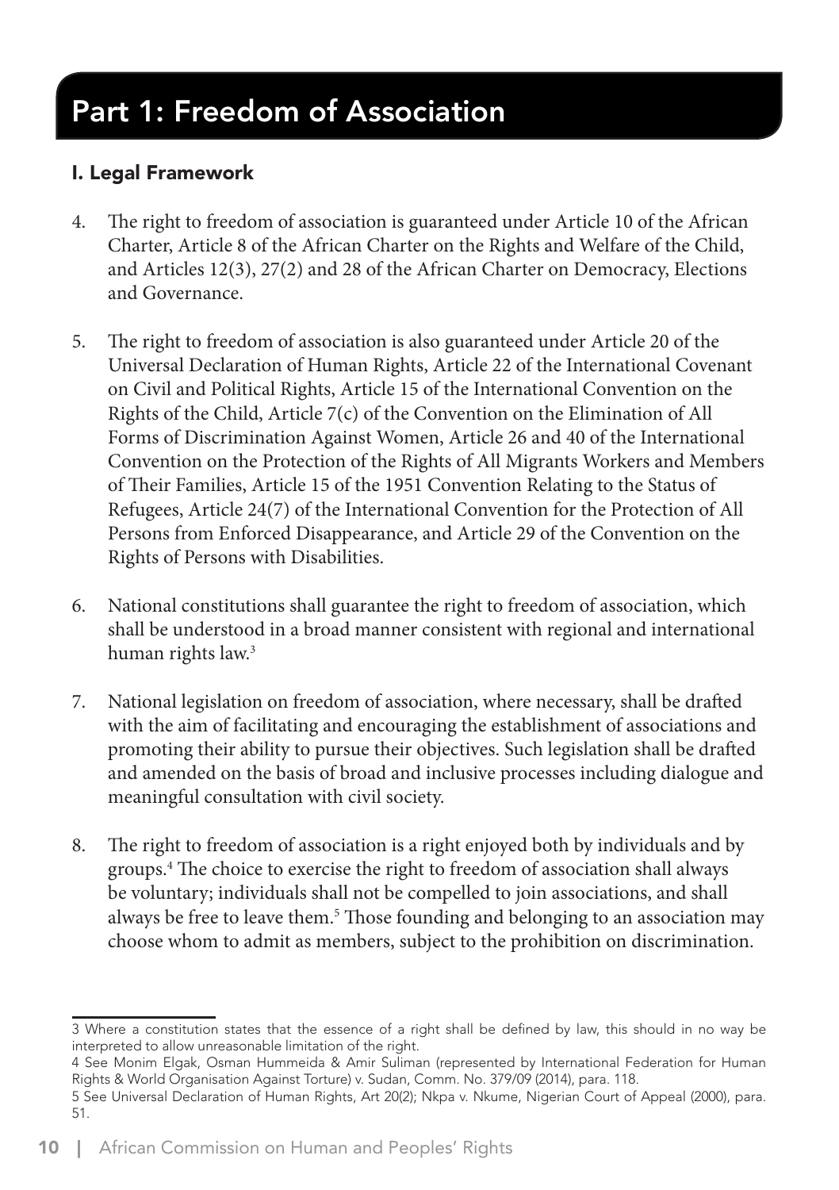# Part 1: Freedom of Association

## I. Legal Framework

4. The right to freedom of association is guaranteed under Article 10 of the African Charter, Article 8 of the African Charter on the Rights and Welfare of the Child, and Articles 12(3), 27(2) and 28 of the African Charter on Democracy, Elections and Governance.

5. The right to freedom of association is also guaranteed under Article 20 of the Universal Declaration of Human Rights, Article 22 of the International Covenant on Civil and Political Rights, Article 15 of the International Convention on the Rights of the Child, Article 7(c) of the Convention on the Elimination of All Forms of Discrimination Against Women, Article 26 and 40 of the International Convention on the Protection of the Rights of All Migrants Workers and Members of Their Families, Article 15 of the 1951 Convention Relating to the Status of Refugees, Article 24(7) of the International Convention for the Protection of All Persons from Enforced Disappearance, and Article 29 of the Convention on the Rights of Persons with Disabilities.

6. National constitutions shall guarantee the right to freedom of association, which shall be understood in a broad manner consistent with regional and international human rights law.[3]

7. National legislation on freedom of association, where necessary, shall be drafted with the aim of facilitating and encouraging the establishment of associations and promoting their ability to pursue their objectives. Such legislation shall be drafted and amended on the basis of broad and inclusive processes including dialogue and meaningful consultation with civil society.

8. The right to freedom of association is a right enjoyed both by individuals and by groups.[4] The choice to exercise the right to freedom of association shall always be voluntary; individuals shall not be compelled to join associations, and shall always be free to leave them.[5] Those founding and belonging to an association may choose whom to admit as members, subject to the prohibition on discrimination.

---

3 Where a constitution states that the essence of a right shall be defined by law, this should in no way be interpreted to allow unreasonable limitation of the right.

4 See Monim Elgak, Osman Hummeida & Amir Suliman (represented by International Federation for Human Rights & World Organisation Against Torture) v. Sudan, Comm. No. 379/09 (2014), para. 118.

5 See Universal Declaration of Human Rights, Art 20(2); Nkpa v. Nkume, Nigerian Court of Appeal (2000), para. 51.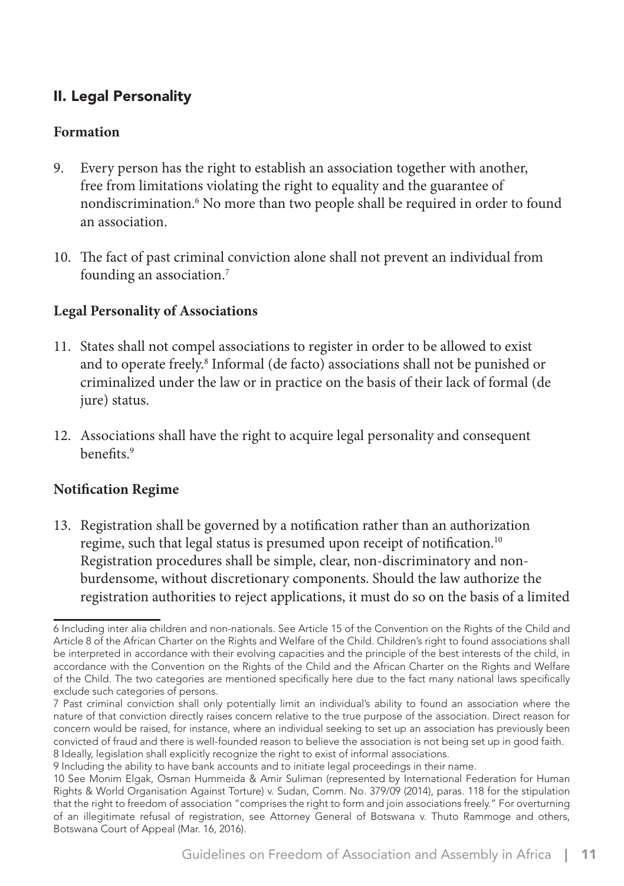## II. Legal Personality

### Formation

9. Every person has the right to establish an association together with another, free from limitations violating the right to equality and the guarantee of nondiscrimination.[6] No more than two people shall be required in order to found an association.

10. The fact of past criminal conviction alone shall not prevent an individual from founding an association.[7]

### Legal Personality of Associations

11. States shall not compel associations to register in order to be allowed to exist and to operate freely.[8] Informal (de facto) associations shall not be punished or criminalized under the law or in practice on the basis of their lack of formal (de jure) status.

12. Associations shall have the right to acquire legal personality and consequent benefits.[9]

### Notification Regime

13. Registration shall be governed by a notification rather than an authorization regime, such that legal status is presumed upon receipt of notification.[10] Registration procedures shall be simple, clear, non-discriminatory and non-burdensome, without discretionary components. Should the law authorize the registration authorities to reject applications, it must do so on the basis of a limited

---

6 Including inter alia children and non-nationals. See Article 15 of the Convention on the Rights of the Child and Article 8 of the African Charter on the Rights and Welfare of the Child. Children's right to found associations shall be interpreted in accordance with their evolving capacities and the principle of the best interests of the child, in accordance with the Convention on the Rights of the Child and the African Charter on the Rights and Welfare of the Child. The two categories are mentioned specifically here due to the fact many national laws specifically exclude such categories of persons.

7 Past criminal conviction shall only potentially limit an individual's ability to found an association where the nature of that conviction directly raises concern relative to the true purpose of the association. Direct reason for concern would be raised, for instance, where an individual seeking to set up an association has previously been convicted of fraud and there is well-founded reason to believe the association is not being set up in good faith.

8 Ideally, legislation shall explicitly recognize the right to exist of informal associations.

9 Including the ability to have bank accounts and to initiate legal proceedings in their name.

10 See Monim Elgak, Osman Hummeida & Amir Suliman (represented by International Federation for Human Rights & World Organisation Against Torture) v. Sudan, Comm. No. 379/09 (2014), paras. 118 for the stipulation that the right to freedom of association "comprises the right to form and join associations freely." For overturning of an illegitimate refusal of registration, see Attorney General of Botswana v. Thuto Rammoge and others, Botswana Court of Appeal (Mar. 16, 2016).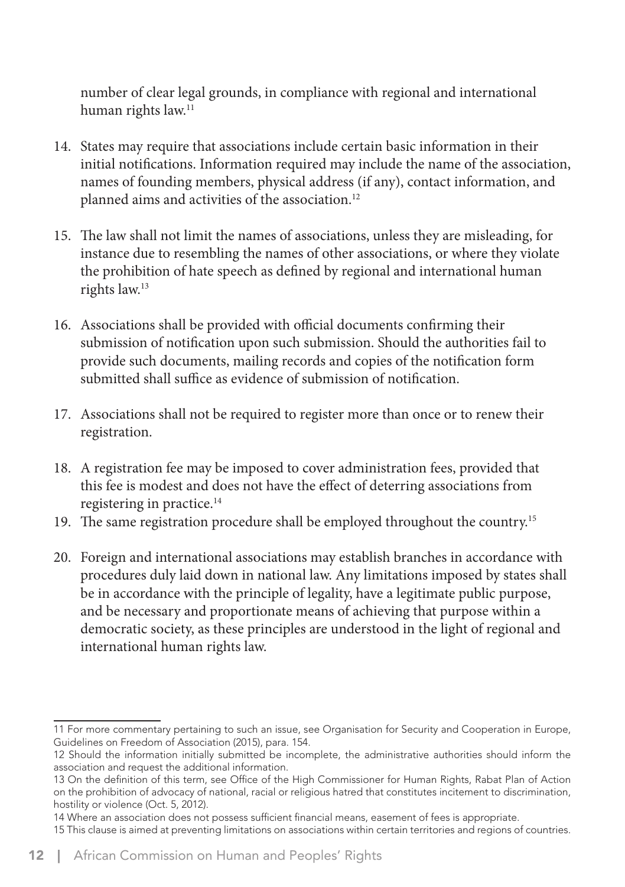number of clear legal grounds, in compliance with regional and international human rights law.[11]

14. States may require that associations include certain basic information in their initial notifications. Information required may include the name of the association, names of founding members, physical address (if any), contact information, and planned aims and activities of the association.[12]

15. The law shall not limit the names of associations, unless they are misleading, for instance due to resembling the names of other associations, or where they violate the prohibition of hate speech as defined by regional and international human rights law.[13]

16. Associations shall be provided with official documents confirming their submission of notification upon such submission. Should the authorities fail to provide such documents, mailing records and copies of the notification form submitted shall suffice as evidence of submission of notification.

17. Associations shall not be required to register more than once or to renew their registration.

18. A registration fee may be imposed to cover administration fees, provided that this fee is modest and does not have the effect of deterring associations from registering in practice.[14]

19. The same registration procedure shall be employed throughout the country.[15]

20. Foreign and international associations may establish branches in accordance with procedures duly laid down in national law. Any limitations imposed by states shall be in accordance with the principle of legality, have a legitimate public purpose, and be necessary and proportionate means of achieving that purpose within a democratic society, as these principles are understood in the light of regional and international human rights law.

---

11 For more commentary pertaining to such an issue, see Organisation for Security and Cooperation in Europe, Guidelines on Freedom of Association (2015), para. 154.

12 Should the information initially submitted be incomplete, the administrative authorities should inform the association and request the additional information.

13 On the definition of this term, see Office of the High Commissioner for Human Rights, Rabat Plan of Action on the prohibition of advocacy of national, racial or religious hatred that constitutes incitement to discrimination, hostility or violence (Oct. 5, 2012).

14 Where an association does not possess sufficient financial means, easement of fees is appropriate.

15 This clause is aimed at preventing limitations on associations within certain territories and regions of countries.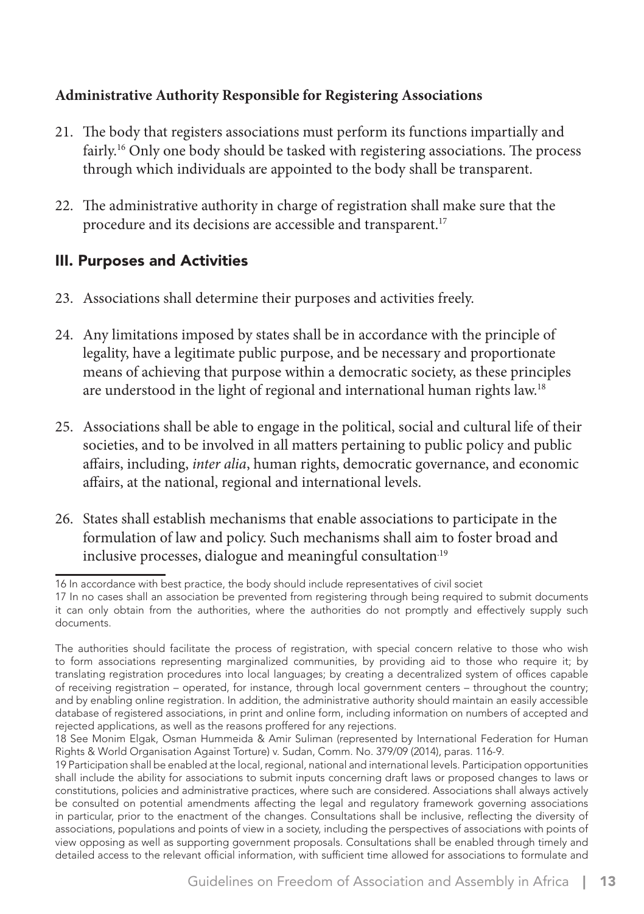### Administrative Authority Responsible for Registering Associations

21. The body that registers associations must perform its functions impartially and fairly.[16] Only one body should be tasked with registering associations. The process through which individuals are appointed to the body shall be transparent.

22. The administrative authority in charge of registration shall make sure that the procedure and its decisions are accessible and transparent.[17]

## III. Purposes and Activities

23. Associations shall determine their purposes and activities freely.

24. Any limitations imposed by states shall be in accordance with the principle of legality, have a legitimate public purpose, and be necessary and proportionate means of achieving that purpose within a democratic society, as these principles are understood in the light of regional and international human rights law.[18]

25. Associations shall be able to engage in the political, social and cultural life of their societies, and to be involved in all matters pertaining to public policy and public affairs, including, *inter alia*, human rights, democratic governance, and economic affairs, at the national, regional and international levels.

26. States shall establish mechanisms that enable associations to participate in the formulation of law and policy. Such mechanisms shall aim to foster broad and inclusive processes, dialogue and meaningful consultation.[19]

---

16 In accordance with best practice, the body should include representatives of civil societ

17 In no cases shall an association be prevented from registering through being required to submit documents it can only obtain from the authorities, where the authorities do not promptly and effectively supply such documents.

The authorities should facilitate the process of registration, with special concern relative to those who wish to form associations representing marginalized communities, by providing aid to those who require it; by translating registration procedures into local languages; by creating a decentralized system of offices capable of receiving registration – operated, for instance, through local government centers – throughout the country; and by enabling online registration. In addition, the administrative authority should maintain an easily accessible database of registered associations, in print and online form, including information on numbers of accepted and rejected applications, as well as the reasons proffered for any rejections.

18 See Monim Elgak, Osman Hummeida & Amir Suliman (represented by International Federation for Human Rights & World Organisation Against Torture) v. Sudan, Comm. No. 379/09 (2014), paras. 116-9.

19 Participation shall be enabled at the local, regional, national and international levels. Participation opportunities shall include the ability for associations to submit inputs concerning draft laws or proposed changes to laws or constitutions, policies and administrative practices, where such are considered. Associations shall always actively be consulted on potential amendments affecting the legal and regulatory framework governing associations in particular, prior to the enactment of the changes. Consultations shall be inclusive, reflecting the diversity of associations, populations and points of view in a society, including the perspectives of associations with points of view opposing as well as supporting government proposals. Consultations shall be enabled through timely and detailed access to the relevant official information, with sufficient time allowed for associations to formulate and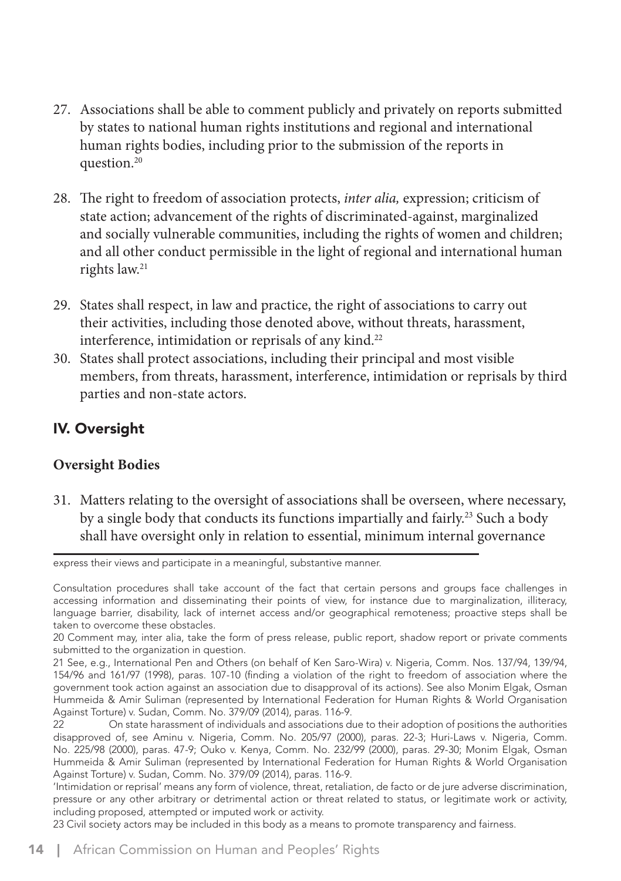27. Associations shall be able to comment publicly and privately on reports submitted by states to national human rights institutions and regional and international human rights bodies, including prior to the submission of the reports in question.[20]

28. The right to freedom of association protects, *inter alia,* expression; criticism of state action; advancement of the rights of discriminated-against, marginalized and socially vulnerable communities, including the rights of women and children; and all other conduct permissible in the light of regional and international human rights law.[21]

29. States shall respect, in law and practice, the right of associations to carry out their activities, including those denoted above, without threats, harassment, interference, intimidation or reprisals of any kind.[22]

30. States shall protect associations, including their principal and most visible members, from threats, harassment, interference, intimidation or reprisals by third parties and non-state actors.

## IV. Oversight

### Oversight Bodies

31. Matters relating to the oversight of associations shall be overseen, where necessary, by a single body that conducts its functions impartially and fairly.[23] Such a body shall have oversight only in relation to essential, minimum internal governance

---

express their views and participate in a meaningful, substantive manner.

Consultation procedures shall take account of the fact that certain persons and groups face challenges in accessing information and disseminating their points of view, for instance due to marginalization, illiteracy, language barrier, disability, lack of internet access and/or geographical remoteness; proactive steps shall be taken to overcome these obstacles.

20 Comment may, inter alia, take the form of press release, public report, shadow report or private comments submitted to the organization in question.

21 See, e.g., International Pen and Others (on behalf of Ken Saro-Wira) v. Nigeria, Comm. Nos. 137/94, 139/94, 154/96 and 161/97 (1998), paras. 107-10 (finding a violation of the right to freedom of association where the government took action against an association due to disapproval of its actions). See also Monim Elgak, Osman Hummeida & Amir Suliman (represented by International Federation for Human Rights & World Organisation Against Torture) v. Sudan, Comm. No. 379/09 (2014), paras. 116-9.

22 On state harassment of individuals and associations due to their adoption of positions the authorities disapproved of, see Aminu v. Nigeria, Comm. No. 205/97 (2000), paras. 22-3; Huri-Laws v. Nigeria, Comm. No. 225/98 (2000), paras. 47-9; Ouko v. Kenya, Comm. No. 232/99 (2000), paras. 29-30; Monim Elgak, Osman Hummeida & Amir Suliman (represented by International Federation for Human Rights & World Organisation Against Torture) v. Sudan, Comm. No. 379/09 (2014), paras. 116-9.

'Intimidation or reprisal' means any form of violence, threat, retaliation, de facto or de jure adverse discrimination, pressure or any other arbitrary or detrimental action or threat related to status, or legitimate work or activity, including proposed, attempted or imputed work or activity.

23 Civil society actors may be included in this body as a means to promote transparency and fairness.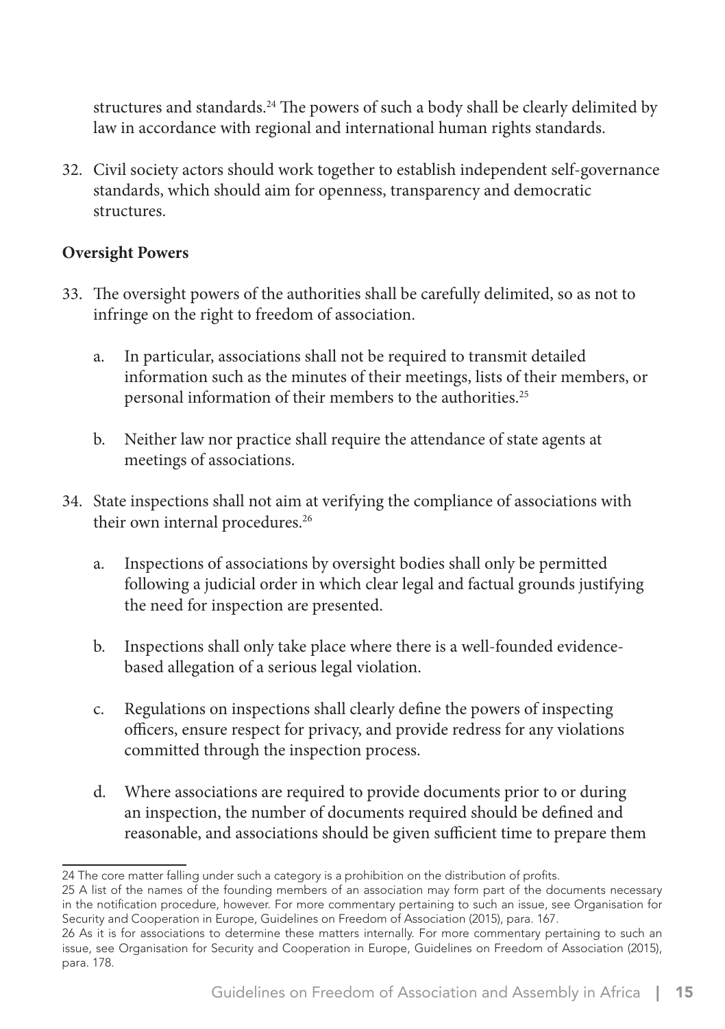structures and standards.[24] The powers of such a body shall be clearly delimited by law in accordance with regional and international human rights standards.

32. Civil society actors should work together to establish independent self-governance standards, which should aim for openness, transparency and democratic structures.

**Oversight Powers**

33. The oversight powers of the authorities shall be carefully delimited, so as not to infringe on the right to freedom of association.

    a. In particular, associations shall not be required to transmit detailed information such as the minutes of their meetings, lists of their members, or personal information of their members to the authorities.[25]

    b. Neither law nor practice shall require the attendance of state agents at meetings of associations.

34. State inspections shall not aim at verifying the compliance of associations with their own internal procedures.[26]

    a. Inspections of associations by oversight bodies shall only be permitted following a judicial order in which clear legal and factual grounds justifying the need for inspection are presented.

    b. Inspections shall only take place where there is a well-founded evidence-based allegation of a serious legal violation.

    c. Regulations on inspections shall clearly define the powers of inspecting officers, ensure respect for privacy, and provide redress for any violations committed through the inspection process.

    d. Where associations are required to provide documents prior to or during an inspection, the number of documents required should be defined and reasonable, and associations should be given sufficient time to prepare them

---

24 The core matter falling under such a category is a prohibition on the distribution of profits.

25 A list of the names of the founding members of an association may form part of the documents necessary in the notification procedure, however. For more commentary pertaining to such an issue, see Organisation for Security and Cooperation in Europe, Guidelines on Freedom of Association (2015), para. 167.

26 As it is for associations to determine these matters internally. For more commentary pertaining to such an issue, see Organisation for Security and Cooperation in Europe, Guidelines on Freedom of Association (2015), para. 178.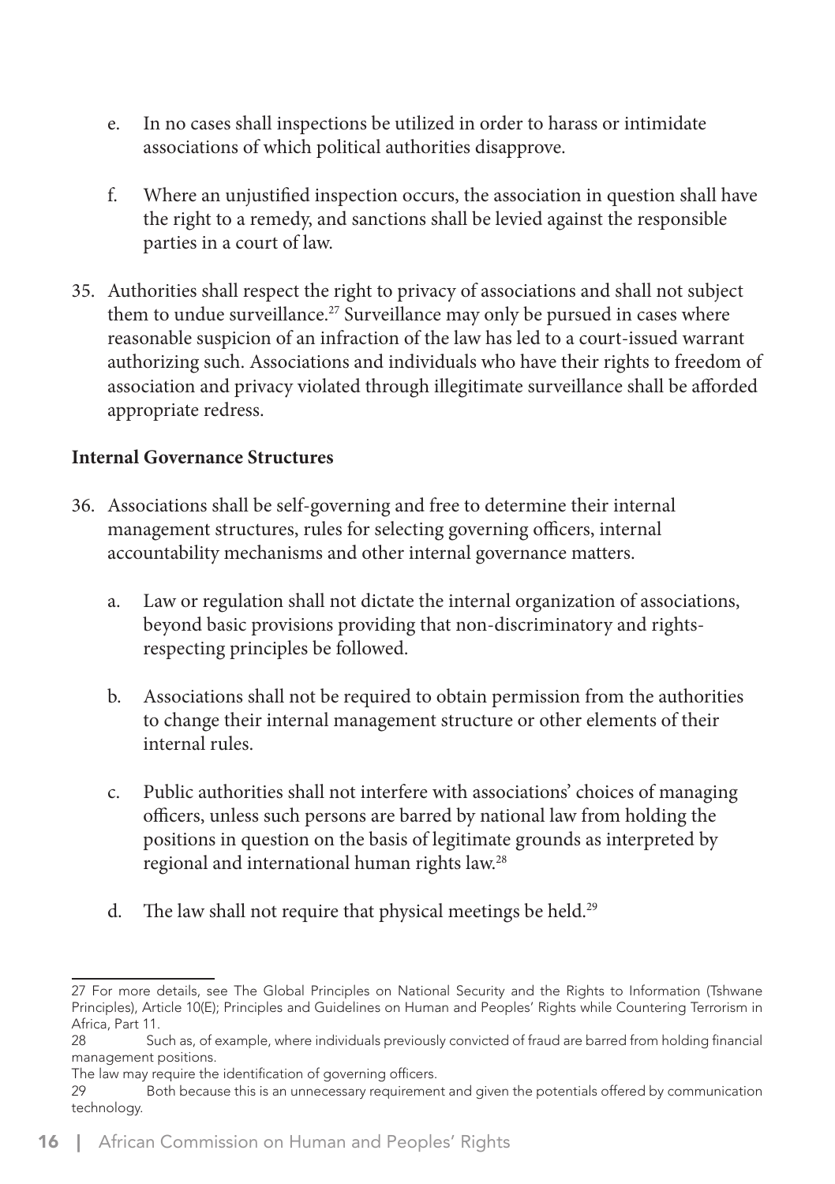e. In no cases shall inspections be utilized in order to harass or intimidate associations of which political authorities disapprove.

f. Where an unjustified inspection occurs, the association in question shall have the right to a remedy, and sanctions shall be levied against the responsible parties in a court of law.

35. Authorities shall respect the right to privacy of associations and shall not subject them to undue surveillance.[27] Surveillance may only be pursued in cases where reasonable suspicion of an infraction of the law has led to a court-issued warrant authorizing such. Associations and individuals who have their rights to freedom of association and privacy violated through illegitimate surveillance shall be afforded appropriate redress.

**Internal Governance Structures**

36. Associations shall be self-governing and free to determine their internal management structures, rules for selecting governing officers, internal accountability mechanisms and other internal governance matters.

    a. Law or regulation shall not dictate the internal organization of associations, beyond basic provisions providing that non-discriminatory and rights-respecting principles be followed.

    b. Associations shall not be required to obtain permission from the authorities to change their internal management structure or other elements of their internal rules.

    c. Public authorities shall not interfere with associations' choices of managing officers, unless such persons are barred by national law from holding the positions in question on the basis of legitimate grounds as interpreted by regional and international human rights law.[28]

    d. The law shall not require that physical meetings be held.[29]

---

27 For more details, see The Global Principles on National Security and the Rights to Information (Tshwane Principles), Article 10(E); Principles and Guidelines on Human and Peoples' Rights while Countering Terrorism in Africa, Part 11.

28 Such as, of example, where individuals previously convicted of fraud are barred from holding financial management positions.
The law may require the identification of governing officers.

29 Both because this is an unnecessary requirement and given the potentials offered by communication technology.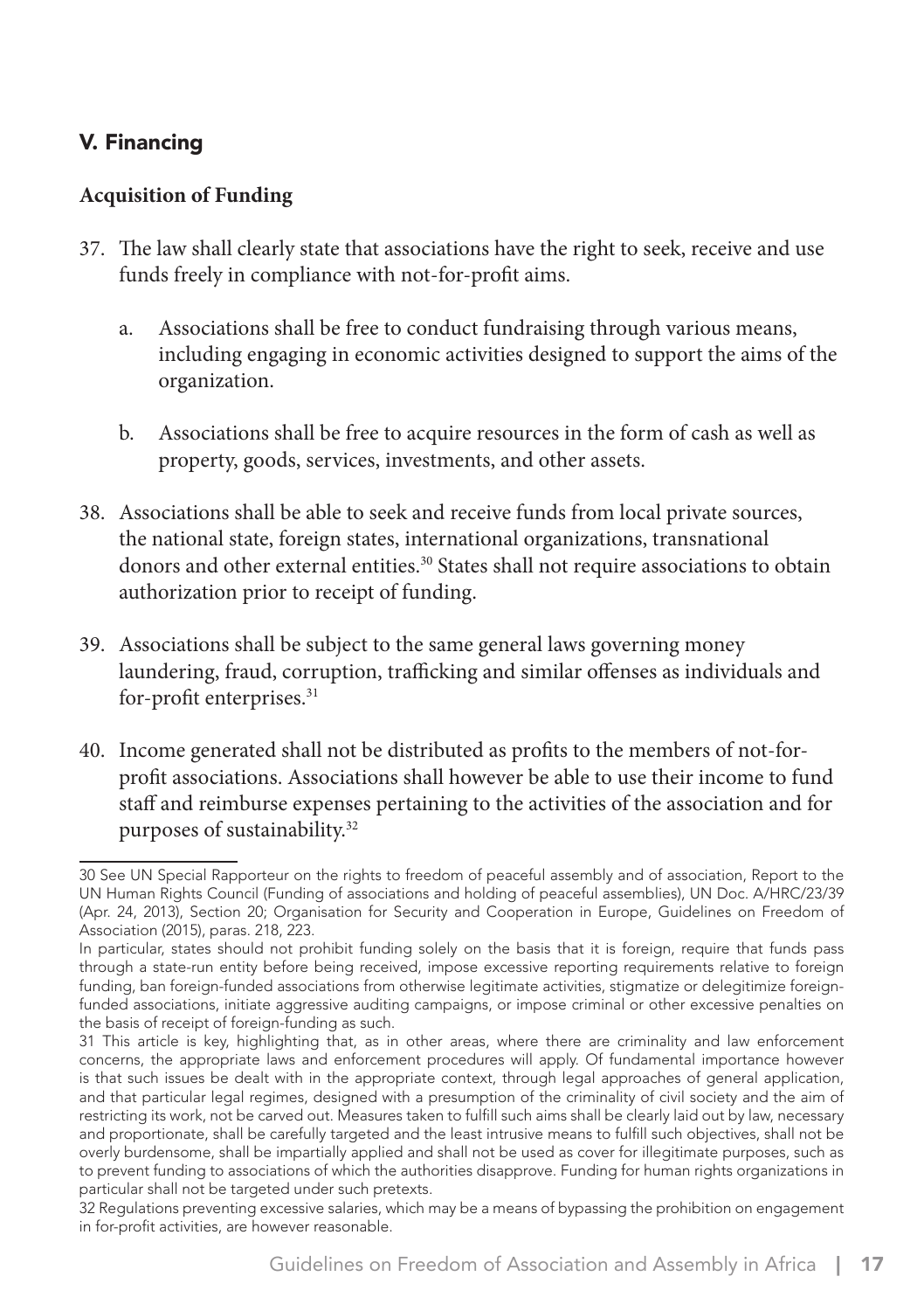## V. Financing

### Acquisition of Funding

37. The law shall clearly state that associations have the right to seek, receive and use funds freely in compliance with not-for-profit aims.

    a. Associations shall be free to conduct fundraising through various means, including engaging in economic activities designed to support the aims of the organization.

    b. Associations shall be free to acquire resources in the form of cash as well as property, goods, services, investments, and other assets.

38. Associations shall be able to seek and receive funds from local private sources, the national state, foreign states, international organizations, transnational donors and other external entities.[30] States shall not require associations to obtain authorization prior to receipt of funding.

39. Associations shall be subject to the same general laws governing money laundering, fraud, corruption, trafficking and similar offenses as individuals and for-profit enterprises.[31]

40. Income generated shall not be distributed as profits to the members of not-for-profit associations. Associations shall however be able to use their income to fund staff and reimburse expenses pertaining to the activities of the association and for purposes of sustainability.[32]

---

30 See UN Special Rapporteur on the rights to freedom of peaceful assembly and of association, Report to the UN Human Rights Council (Funding of associations and holding of peaceful assemblies), UN Doc. A/HRC/23/39 (Apr. 24, 2013), Section 20; Organisation for Security and Cooperation in Europe, Guidelines on Freedom of Association (2015), paras. 218, 223.

In particular, states should not prohibit funding solely on the basis that it is foreign, require that funds pass through a state-run entity before being received, impose excessive reporting requirements relative to foreign funding, ban foreign-funded associations from otherwise legitimate activities, stigmatize or delegitimize foreign-funded associations, initiate aggressive auditing campaigns, or impose criminal or other excessive penalties on the basis of receipt of foreign-funding as such.

31 This article is key, highlighting that, as in other areas, where there are criminality and law enforcement concerns, the appropriate laws and enforcement procedures will apply. Of fundamental importance however is that such issues be dealt with in the appropriate context, through legal approaches of general application, and that particular legal regimes, designed with a presumption of the criminality of civil society and the aim of restricting its work, not be carved out. Measures taken to fulfill such aims shall be clearly laid out by law, necessary and proportionate, shall be carefully targeted and the least intrusive means to fulfill such objectives, shall not be overly burdensome, shall be impartially applied and shall not be used as cover for illegitimate purposes, such as to prevent funding to associations of which the authorities disapprove. Funding for human rights organizations in particular shall not be targeted under such pretexts.

32 Regulations preventing excessive salaries, which may be a means of bypassing the prohibition on engagement in for-profit activities, are however reasonable.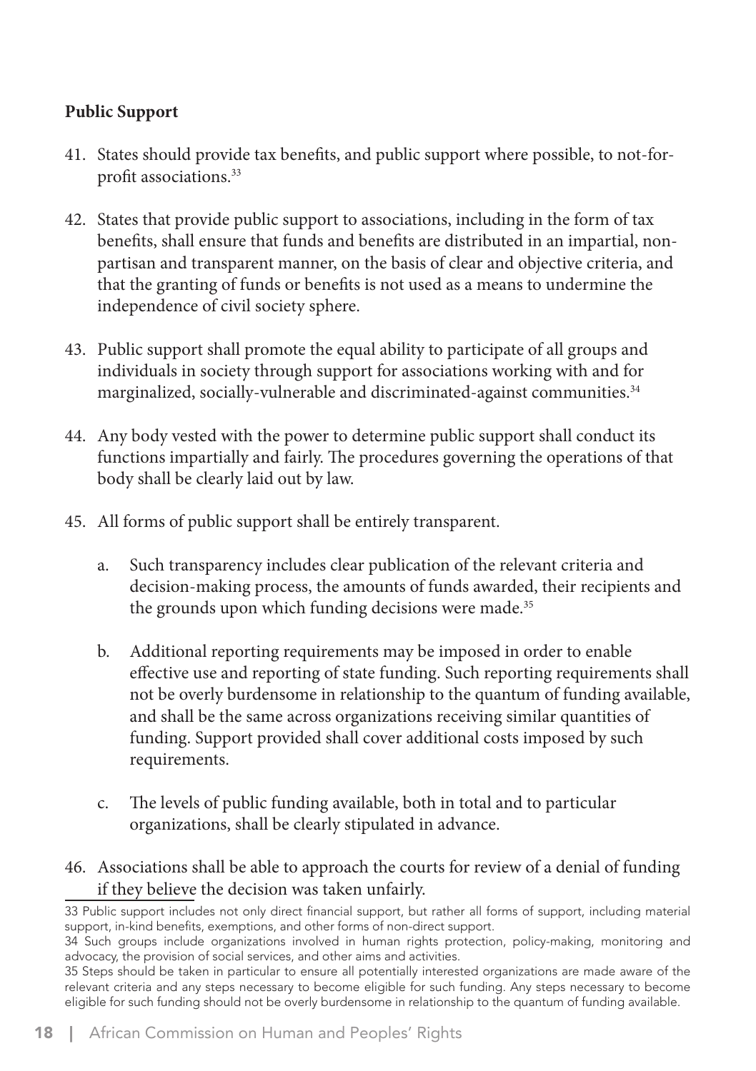**Public Support**

41. States should provide tax benefits, and public support where possible, to not-for-profit associations.[33]

42. States that provide public support to associations, including in the form of tax benefits, shall ensure that funds and benefits are distributed in an impartial, non-partisan and transparent manner, on the basis of clear and objective criteria, and that the granting of funds or benefits is not used as a means to undermine the independence of civil society sphere.

43. Public support shall promote the equal ability to participate of all groups and individuals in society through support for associations working with and for marginalized, socially-vulnerable and discriminated-against communities.[34]

44. Any body vested with the power to determine public support shall conduct its functions impartially and fairly. The procedures governing the operations of that body shall be clearly laid out by law.

45. All forms of public support shall be entirely transparent.

    a. Such transparency includes clear publication of the relevant criteria and decision-making process, the amounts of funds awarded, their recipients and the grounds upon which funding decisions were made.[35]

    b. Additional reporting requirements may be imposed in order to enable effective use and reporting of state funding. Such reporting requirements shall not be overly burdensome in relationship to the quantum of funding available, and shall be the same across organizations receiving similar quantities of funding. Support provided shall cover additional costs imposed by such requirements.

    c. The levels of public funding available, both in total and to particular organizations, shall be clearly stipulated in advance.

46. Associations shall be able to approach the courts for review of a denial of funding if they believe the decision was taken unfairly.

---

33 Public support includes not only direct financial support, but rather all forms of support, including material support, in-kind benefits, exemptions, and other forms of non-direct support.

34 Such groups include organizations involved in human rights protection, policy-making, monitoring and advocacy, the provision of social services, and other aims and activities.

35 Steps should be taken in particular to ensure all potentially interested organizations are made aware of the relevant criteria and any steps necessary to become eligible for such funding. Any steps necessary to become eligible for such funding should not be overly burdensome in relationship to the quantum of funding available.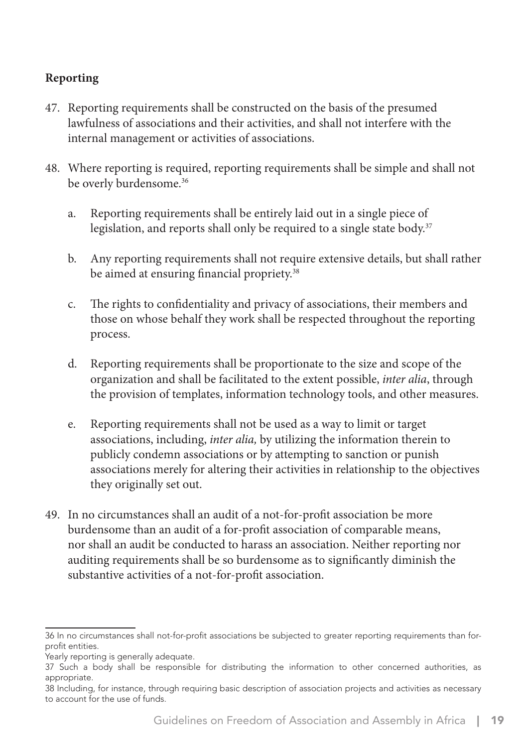### Reporting

47. Reporting requirements shall be constructed on the basis of the presumed lawfulness of associations and their activities, and shall not interfere with the internal management or activities of associations.

48. Where reporting is required, reporting requirements shall be simple and shall not be overly burdensome.[36]

    a. Reporting requirements shall be entirely laid out in a single piece of legislation, and reports shall only be required to a single state body.[37]

    b. Any reporting requirements shall not require extensive details, but shall rather be aimed at ensuring financial propriety.[38]

    c. The rights to confidentiality and privacy of associations, their members and those on whose behalf they work shall be respected throughout the reporting process.

    d. Reporting requirements shall be proportionate to the size and scope of the organization and shall be facilitated to the extent possible, *inter alia*, through the provision of templates, information technology tools, and other measures.

    e. Reporting requirements shall not be used as a way to limit or target associations, including, *inter alia,* by utilizing the information therein to publicly condemn associations or by attempting to sanction or punish associations merely for altering their activities in relationship to the objectives they originally set out.

49. In no circumstances shall an audit of a not-for-profit association be more burdensome than an audit of a for-profit association of comparable means, nor shall an audit be conducted to harass an association. Neither reporting nor auditing requirements shall be so burdensome as to significantly diminish the substantive activities of a not-for-profit association.

---

36 In no circumstances shall not-for-profit associations be subjected to greater reporting requirements than for-profit entities.
Yearly reporting is generally adequate.

37 Such a body shall be responsible for distributing the information to other concerned authorities, as appropriate.

38 Including, for instance, through requiring basic description of association projects and activities as necessary to account for the use of funds.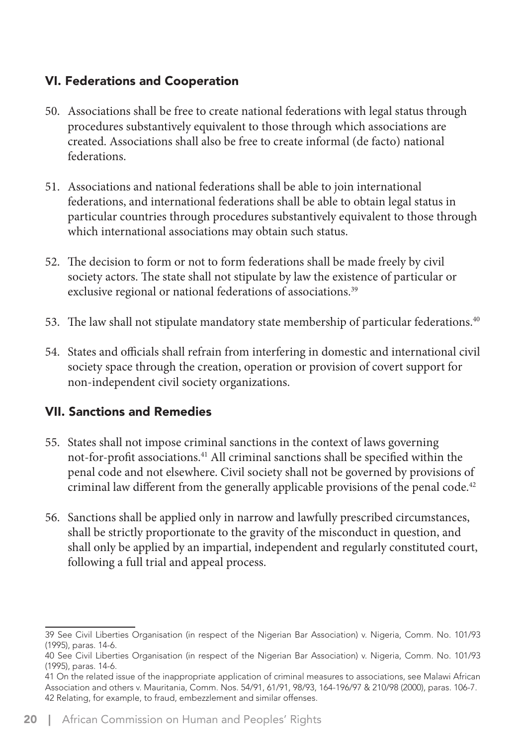## VI. Federations and Cooperation

50. Associations shall be free to create national federations with legal status through procedures substantively equivalent to those through which associations are created. Associations shall also be free to create informal (de facto) national federations.

51. Associations and national federations shall be able to join international federations, and international federations shall be able to obtain legal status in particular countries through procedures substantively equivalent to those through which international associations may obtain such status.

52. The decision to form or not to form federations shall be made freely by civil society actors. The state shall not stipulate by law the existence of particular or exclusive regional or national federations of associations.[39]

53. The law shall not stipulate mandatory state membership of particular federations.[40]

54. States and officials shall refrain from interfering in domestic and international civil society space through the creation, operation or provision of covert support for non-independent civil society organizations.

## VII. Sanctions and Remedies

55. States shall not impose criminal sanctions in the context of laws governing not-for-profit associations.[41] All criminal sanctions shall be specified within the penal code and not elsewhere. Civil society shall not be governed by provisions of criminal law different from the generally applicable provisions of the penal code.[42]

56. Sanctions shall be applied only in narrow and lawfully prescribed circumstances, shall be strictly proportionate to the gravity of the misconduct in question, and shall only be applied by an impartial, independent and regularly constituted court, following a full trial and appeal process.

---

39 See Civil Liberties Organisation (in respect of the Nigerian Bar Association) v. Nigeria, Comm. No. 101/93 (1995), paras. 14-6.

40 See Civil Liberties Organisation (in respect of the Nigerian Bar Association) v. Nigeria, Comm. No. 101/93 (1995), paras. 14-6.

41 On the related issue of the inappropriate application of criminal measures to associations, see Malawi African Association and others v. Mauritania, Comm. Nos. 54/91, 61/91, 98/93, 164-196/97 & 210/98 (2000), paras. 106-7.

42 Relating, for example, to fraud, embezzlement and similar offenses.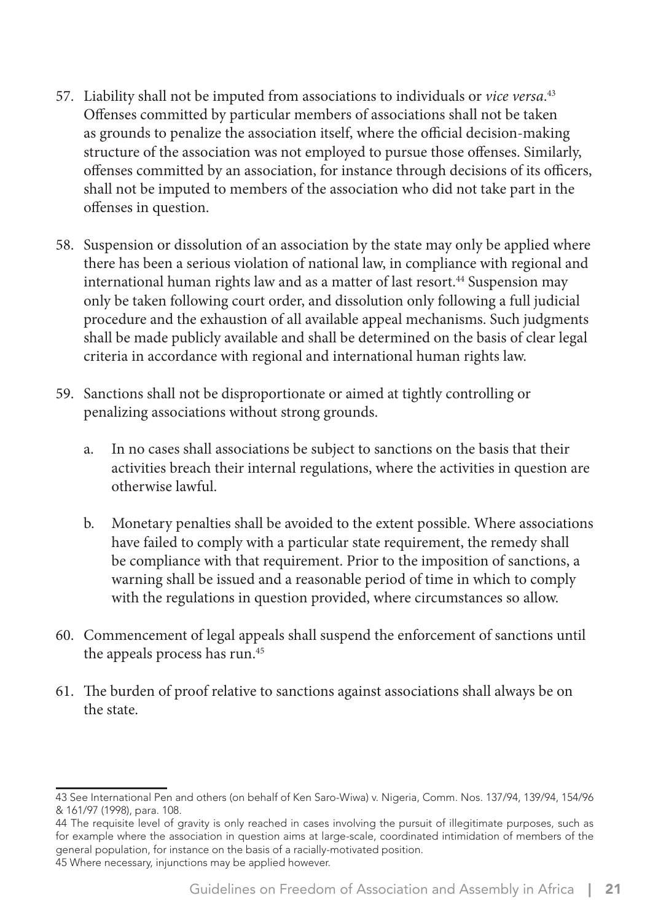57. Liability shall not be imputed from associations to individuals or *vice versa*.[43] Offenses committed by particular members of associations shall not be taken as grounds to penalize the association itself, where the official decision-making structure of the association was not employed to pursue those offenses. Similarly, offenses committed by an association, for instance through decisions of its officers, shall not be imputed to members of the association who did not take part in the offenses in question.

58. Suspension or dissolution of an association by the state may only be applied where there has been a serious violation of national law, in compliance with regional and international human rights law and as a matter of last resort.[44] Suspension may only be taken following court order, and dissolution only following a full judicial procedure and the exhaustion of all available appeal mechanisms. Such judgments shall be made publicly available and shall be determined on the basis of clear legal criteria in accordance with regional and international human rights law.

59. Sanctions shall not be disproportionate or aimed at tightly controlling or penalizing associations without strong grounds.

    a. In no cases shall associations be subject to sanctions on the basis that their activities breach their internal regulations, where the activities in question are otherwise lawful.

    b. Monetary penalties shall be avoided to the extent possible. Where associations have failed to comply with a particular state requirement, the remedy shall be compliance with that requirement. Prior to the imposition of sanctions, a warning shall be issued and a reasonable period of time in which to comply with the regulations in question provided, where circumstances so allow.

60. Commencement of legal appeals shall suspend the enforcement of sanctions until the appeals process has run.[45]

61. The burden of proof relative to sanctions against associations shall always be on the state.

---

43 See International Pen and others (on behalf of Ken Saro-Wiwa) v. Nigeria, Comm. Nos. 137/94, 139/94, 154/96 & 161/97 (1998), para. 108.

44 The requisite level of gravity is only reached in cases involving the pursuit of illegitimate purposes, such as for example where the association in question aims at large-scale, coordinated intimidation of members of the general population, for instance on the basis of a racially-motivated position.

45 Where necessary, injunctions may be applied however.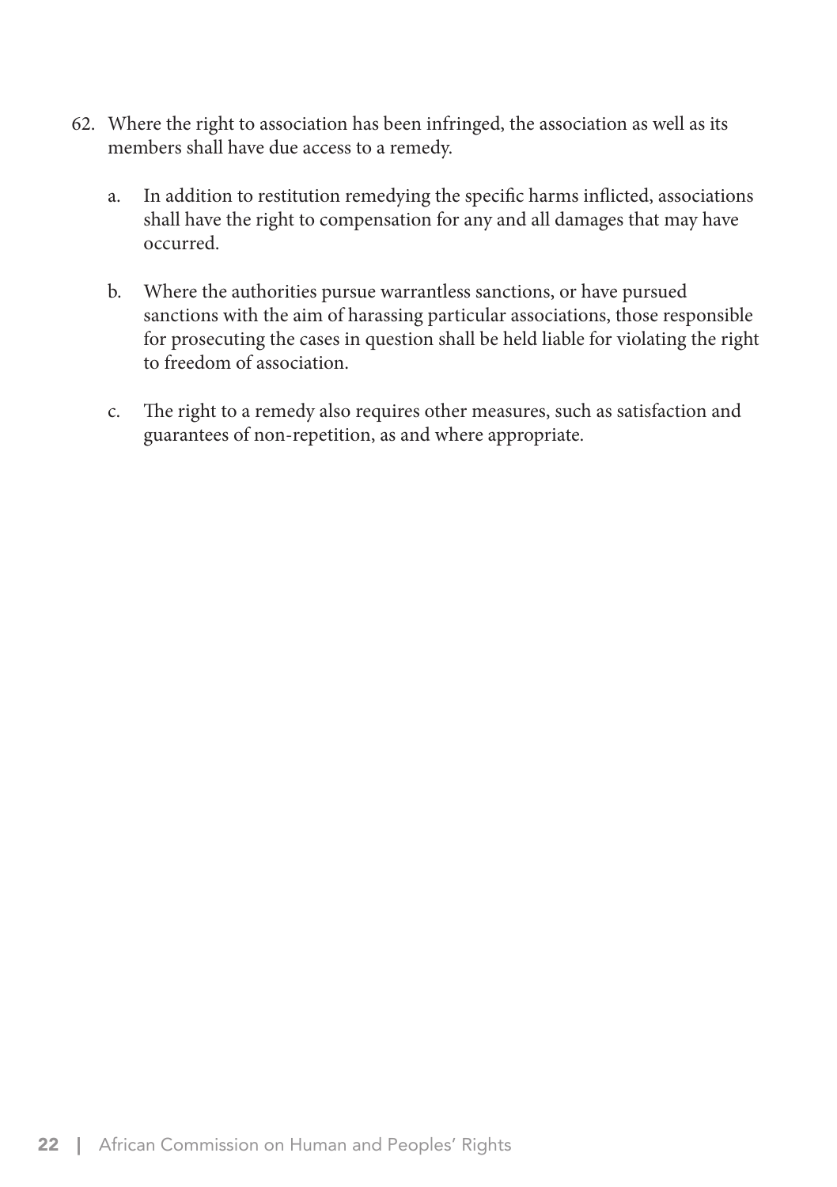62. Where the right to association has been infringed, the association as well as its members shall have due access to a remedy.

    a. In addition to restitution remedying the specific harms inflicted, associations shall have the right to compensation for any and all damages that may have occurred.

    b. Where the authorities pursue warrantless sanctions, or have pursued sanctions with the aim of harassing particular associations, those responsible for prosecuting the cases in question shall be held liable for violating the right to freedom of association.

    c. The right to a remedy also requires other measures, such as satisfaction and guarantees of non-repetition, as and where appropriate.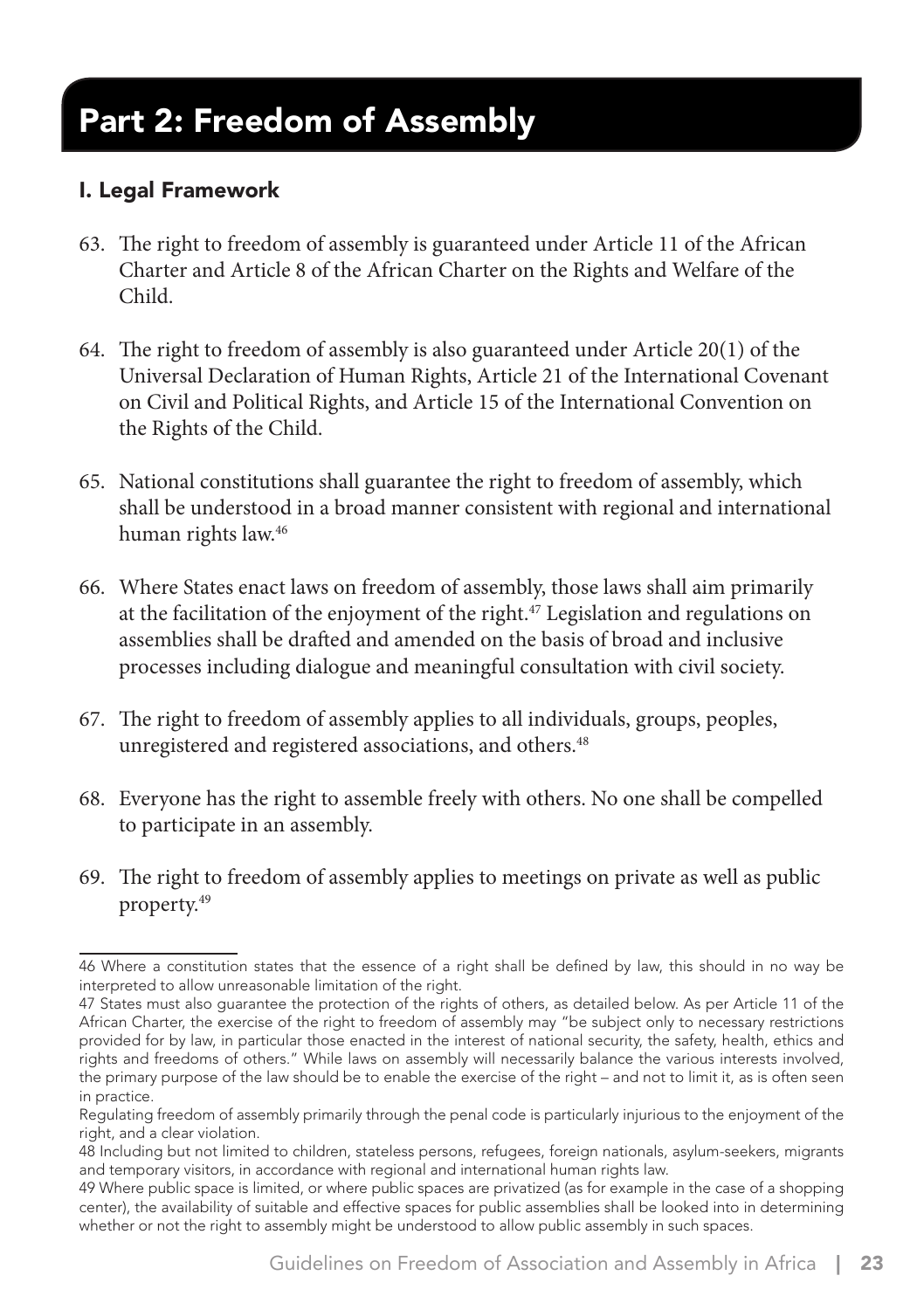# Part 2: Freedom of Assembly

## I. Legal Framework

63. The right to freedom of assembly is guaranteed under Article 11 of the African Charter and Article 8 of the African Charter on the Rights and Welfare of the Child.

64. The right to freedom of assembly is also guaranteed under Article 20(1) of the Universal Declaration of Human Rights, Article 21 of the International Covenant on Civil and Political Rights, and Article 15 of the International Convention on the Rights of the Child.

65. National constitutions shall guarantee the right to freedom of assembly, which shall be understood in a broad manner consistent with regional and international human rights law.[46]

66. Where States enact laws on freedom of assembly, those laws shall aim primarily at the facilitation of the enjoyment of the right.[47] Legislation and regulations on assemblies shall be drafted and amended on the basis of broad and inclusive processes including dialogue and meaningful consultation with civil society.

67. The right to freedom of assembly applies to all individuals, groups, peoples, unregistered and registered associations, and others.[48]

68. Everyone has the right to assemble freely with others. No one shall be compelled to participate in an assembly.

69. The right to freedom of assembly applies to meetings on private as well as public property.[49]

---

46 Where a constitution states that the essence of a right shall be defined by law, this should in no way be interpreted to allow unreasonable limitation of the right.

47 States must also guarantee the protection of the rights of others, as detailed below. As per Article 11 of the African Charter, the exercise of the right to freedom of assembly may "be subject only to necessary restrictions provided for by law, in particular those enacted in the interest of national security, the safety, health, ethics and rights and freedoms of others." While laws on assembly will necessarily balance the various interests involved, the primary purpose of the law should be to enable the exercise of the right – and not to limit it, as is often seen in practice.

Regulating freedom of assembly primarily through the penal code is particularly injurious to the enjoyment of the right, and a clear violation.

48 Including but not limited to children, stateless persons, refugees, foreign nationals, asylum-seekers, migrants and temporary visitors, in accordance with regional and international human rights law.

49 Where public space is limited, or where public spaces are privatized (as for example in the case of a shopping center), the availability of suitable and effective spaces for public assemblies shall be looked into in determining whether or not the right to assembly might be understood to allow public assembly in such spaces.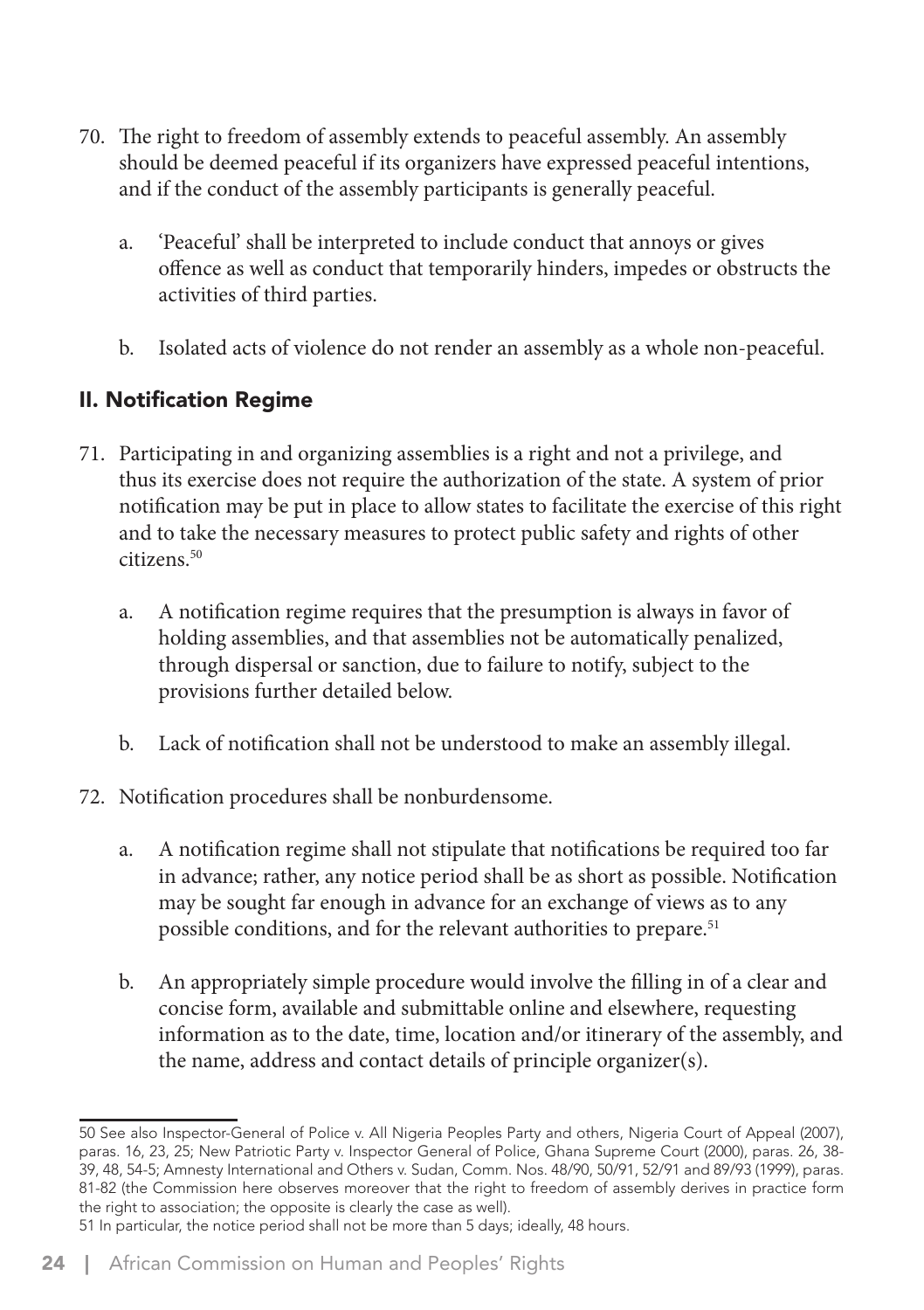70. The right to freedom of assembly extends to peaceful assembly. An assembly should be deemed peaceful if its organizers have expressed peaceful intentions, and if the conduct of the assembly participants is generally peaceful.

    a. 'Peaceful' shall be interpreted to include conduct that annoys or gives offence as well as conduct that temporarily hinders, impedes or obstructs the activities of third parties.

    b. Isolated acts of violence do not render an assembly as a whole non-peaceful.

## II. Notification Regime

71. Participating in and organizing assemblies is a right and not a privilege, and thus its exercise does not require the authorization of the state. A system of prior notification may be put in place to allow states to facilitate the exercise of this right and to take the necessary measures to protect public safety and rights of other citizens.[50]

    a. A notification regime requires that the presumption is always in favor of holding assemblies, and that assemblies not be automatically penalized, through dispersal or sanction, due to failure to notify, subject to the provisions further detailed below.

    b. Lack of notification shall not be understood to make an assembly illegal.

72. Notification procedures shall be nonburdensome.

    a. A notification regime shall not stipulate that notifications be required too far in advance; rather, any notice period shall be as short as possible. Notification may be sought far enough in advance for an exchange of views as to any possible conditions, and for the relevant authorities to prepare.[51]

    b. An appropriately simple procedure would involve the filling in of a clear and concise form, available and submittable online and elsewhere, requesting information as to the date, time, location and/or itinerary of the assembly, and the name, address and contact details of principle organizer(s).

---

50 See also Inspector-General of Police v. All Nigeria Peoples Party and others, Nigeria Court of Appeal (2007), paras. 16, 23, 25; New Patriotic Party v. Inspector General of Police, Ghana Supreme Court (2000), paras. 26, 38-39, 48, 54-5; Amnesty International and Others v. Sudan, Comm. Nos. 48/90, 50/91, 52/91 and 89/93 (1999), paras. 81-82 (the Commission here observes moreover that the right to freedom of assembly derives in practice form the right to association; the opposite is clearly the case as well).

51 In particular, the notice period shall not be more than 5 days; ideally, 48 hours.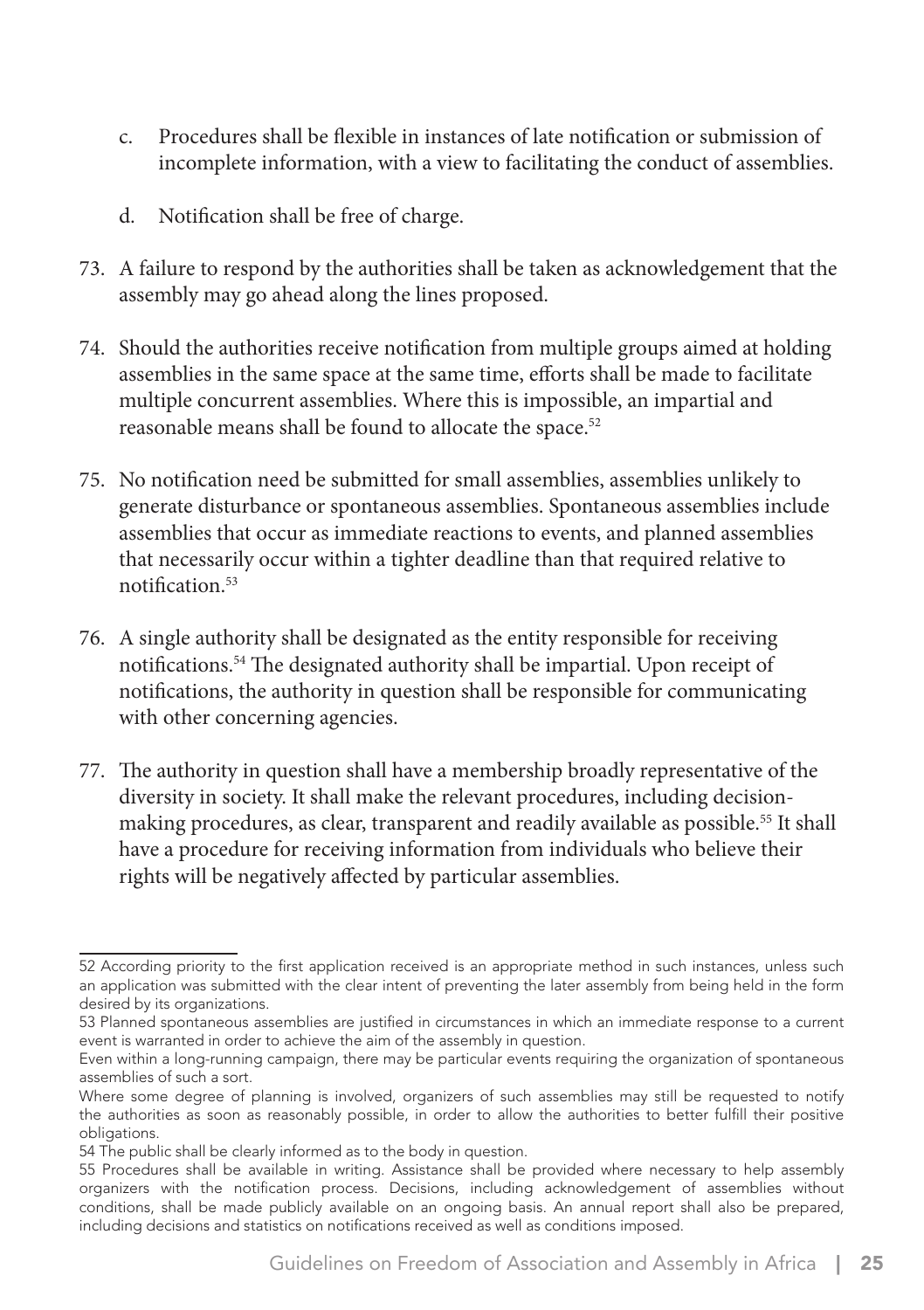c. Procedures shall be flexible in instances of late notification or submission of incomplete information, with a view to facilitating the conduct of assemblies.

d. Notification shall be free of charge.

73. A failure to respond by the authorities shall be taken as acknowledgement that the assembly may go ahead along the lines proposed.

74. Should the authorities receive notification from multiple groups aimed at holding assemblies in the same space at the same time, efforts shall be made to facilitate multiple concurrent assemblies. Where this is impossible, an impartial and reasonable means shall be found to allocate the space.[52]

75. No notification need be submitted for small assemblies, assemblies unlikely to generate disturbance or spontaneous assemblies. Spontaneous assemblies include assemblies that occur as immediate reactions to events, and planned assemblies that necessarily occur within a tighter deadline than that required relative to notification.[53]

76. A single authority shall be designated as the entity responsible for receiving notifications.[54] The designated authority shall be impartial. Upon receipt of notifications, the authority in question shall be responsible for communicating with other concerning agencies.

77. The authority in question shall have a membership broadly representative of the diversity in society. It shall make the relevant procedures, including decision-making procedures, as clear, transparent and readily available as possible.[55] It shall have a procedure for receiving information from individuals who believe their rights will be negatively affected by particular assemblies.

---

52 According priority to the first application received is an appropriate method in such instances, unless such an application was submitted with the clear intent of preventing the later assembly from being held in the form desired by its organizations.

53 Planned spontaneous assemblies are justified in circumstances in which an immediate response to a current event is warranted in order to achieve the aim of the assembly in question.

Even within a long-running campaign, there may be particular events requiring the organization of spontaneous assemblies of such a sort.

Where some degree of planning is involved, organizers of such assemblies may still be requested to notify the authorities as soon as reasonably possible, in order to allow the authorities to better fulfill their positive obligations.

54 The public shall be clearly informed as to the body in question.

55 Procedures shall be available in writing. Assistance shall be provided where necessary to help assembly organizers with the notification process. Decisions, including acknowledgement of assemblies without conditions, shall be made publicly available on an ongoing basis. An annual report shall also be prepared, including decisions and statistics on notifications received as well as conditions imposed.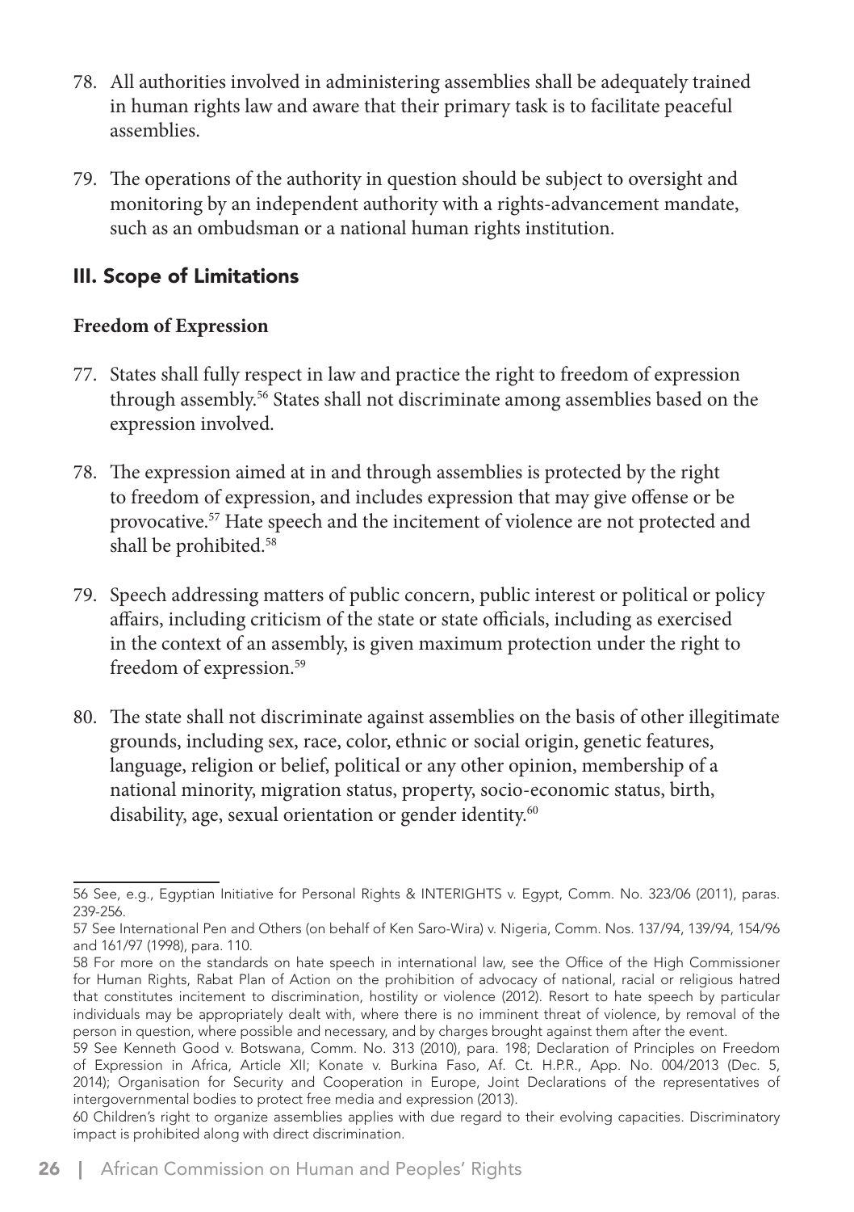78. All authorities involved in administering assemblies shall be adequately trained in human rights law and aware that their primary task is to facilitate peaceful assemblies.

79. The operations of the authority in question should be subject to oversight and monitoring by an independent authority with a rights-advancement mandate, such as an ombudsman or a national human rights institution.

## III. Scope of Limitations

**Freedom of Expression**

77. States shall fully respect in law and practice the right to freedom of expression through assembly.[56] States shall not discriminate among assemblies based on the expression involved.

78. The expression aimed at in and through assemblies is protected by the right to freedom of expression, and includes expression that may give offense or be provocative.[57] Hate speech and the incitement of violence are not protected and shall be prohibited.[58]

79. Speech addressing matters of public concern, public interest or political or policy affairs, including criticism of the state or state officials, including as exercised in the context of an assembly, is given maximum protection under the right to freedom of expression.[59]

80. The state shall not discriminate against assemblies on the basis of other illegitimate grounds, including sex, race, color, ethnic or social origin, genetic features, language, religion or belief, political or any other opinion, membership of a national minority, migration status, property, socio-economic status, birth, disability, age, sexual orientation or gender identity.[60]

---

56 See, e.g., Egyptian Initiative for Personal Rights & INTERIGHTS v. Egypt, Comm. No. 323/06 (2011), paras. 239-256.

57 See International Pen and Others (on behalf of Ken Saro-Wira) v. Nigeria, Comm. Nos. 137/94, 139/94, 154/96 and 161/97 (1998), para. 110.

58 For more on the standards on hate speech in international law, see the Office of the High Commissioner for Human Rights, Rabat Plan of Action on the prohibition of advocacy of national, racial or religious hatred that constitutes incitement to discrimination, hostility or violence (2012). Resort to hate speech by particular individuals may be appropriately dealt with, where there is no imminent threat of violence, by removal of the person in question, where possible and necessary, and by charges brought against them after the event.

59 See Kenneth Good v. Botswana, Comm. No. 313 (2010), para. 198; Declaration of Principles on Freedom of Expression in Africa, Article XII; Konate v. Burkina Faso, Af. Ct. H.P.R., App. No. 004/2013 (Dec. 5, 2014); Organisation for Security and Cooperation in Europe, Joint Declarations of the representatives of intergovernmental bodies to protect free media and expression (2013).

60 Children's right to organize assemblies applies with due regard to their evolving capacities. Discriminatory impact is prohibited along with direct discrimination.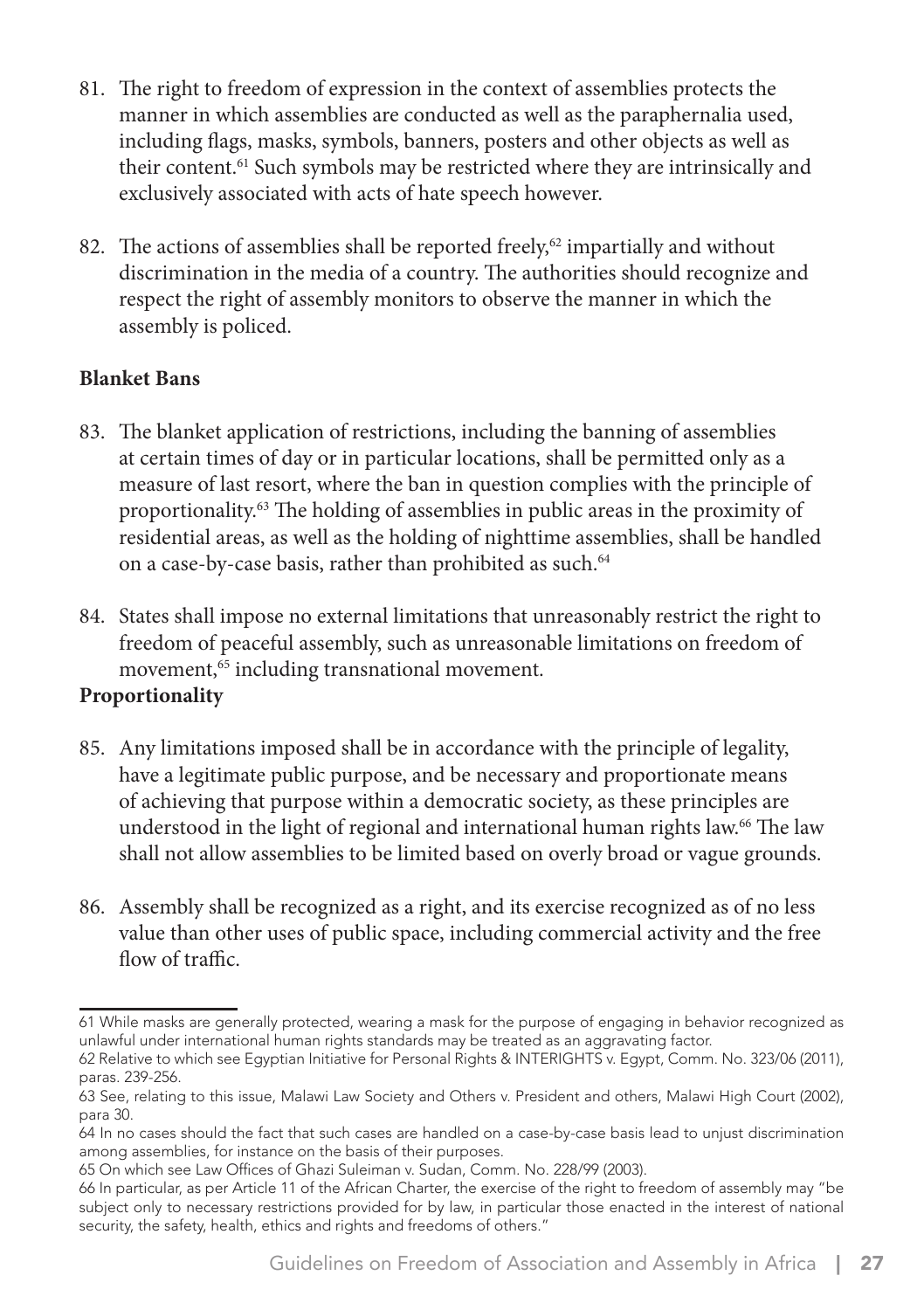81. The right to freedom of expression in the context of assemblies protects the manner in which assemblies are conducted as well as the paraphernalia used, including flags, masks, symbols, banners, posters and other objects as well as their content.[61] Such symbols may be restricted where they are intrinsically and exclusively associated with acts of hate speech however.

82. The actions of assemblies shall be reported freely,[62] impartially and without discrimination in the media of a country. The authorities should recognize and respect the right of assembly monitors to observe the manner in which the assembly is policed.

**Blanket Bans**

83. The blanket application of restrictions, including the banning of assemblies at certain times of day or in particular locations, shall be permitted only as a measure of last resort, where the ban in question complies with the principle of proportionality.[63] The holding of assemblies in public areas in the proximity of residential areas, as well as the holding of nighttime assemblies, shall be handled on a case-by-case basis, rather than prohibited as such.[64]

84. States shall impose no external limitations that unreasonably restrict the right to freedom of peaceful assembly, such as unreasonable limitations on freedom of movement,[65] including transnational movement.

**Proportionality**

85. Any limitations imposed shall be in accordance with the principle of legality, have a legitimate public purpose, and be necessary and proportionate means of achieving that purpose within a democratic society, as these principles are understood in the light of regional and international human rights law.[66] The law shall not allow assemblies to be limited based on overly broad or vague grounds.

86. Assembly shall be recognized as a right, and its exercise recognized as of no less value than other uses of public space, including commercial activity and the free flow of traffic.

---

61 While masks are generally protected, wearing a mask for the purpose of engaging in behavior recognized as unlawful under international human rights standards may be treated as an aggravating factor.

62 Relative to which see Egyptian Initiative for Personal Rights & INTERIGHTS v. Egypt, Comm. No. 323/06 (2011), paras. 239-256.

63 See, relating to this issue, Malawi Law Society and Others v. President and others, Malawi High Court (2002), para 30.

64 In no cases should the fact that such cases are handled on a case-by-case basis lead to unjust discrimination among assemblies, for instance on the basis of their purposes.

65 On which see Law Offices of Ghazi Suleiman v. Sudan, Comm. No. 228/99 (2003).

66 In particular, as per Article 11 of the African Charter, the exercise of the right to freedom of assembly may "be subject only to necessary restrictions provided for by law, in particular those enacted in the interest of national security, the safety, health, ethics and rights and freedoms of others."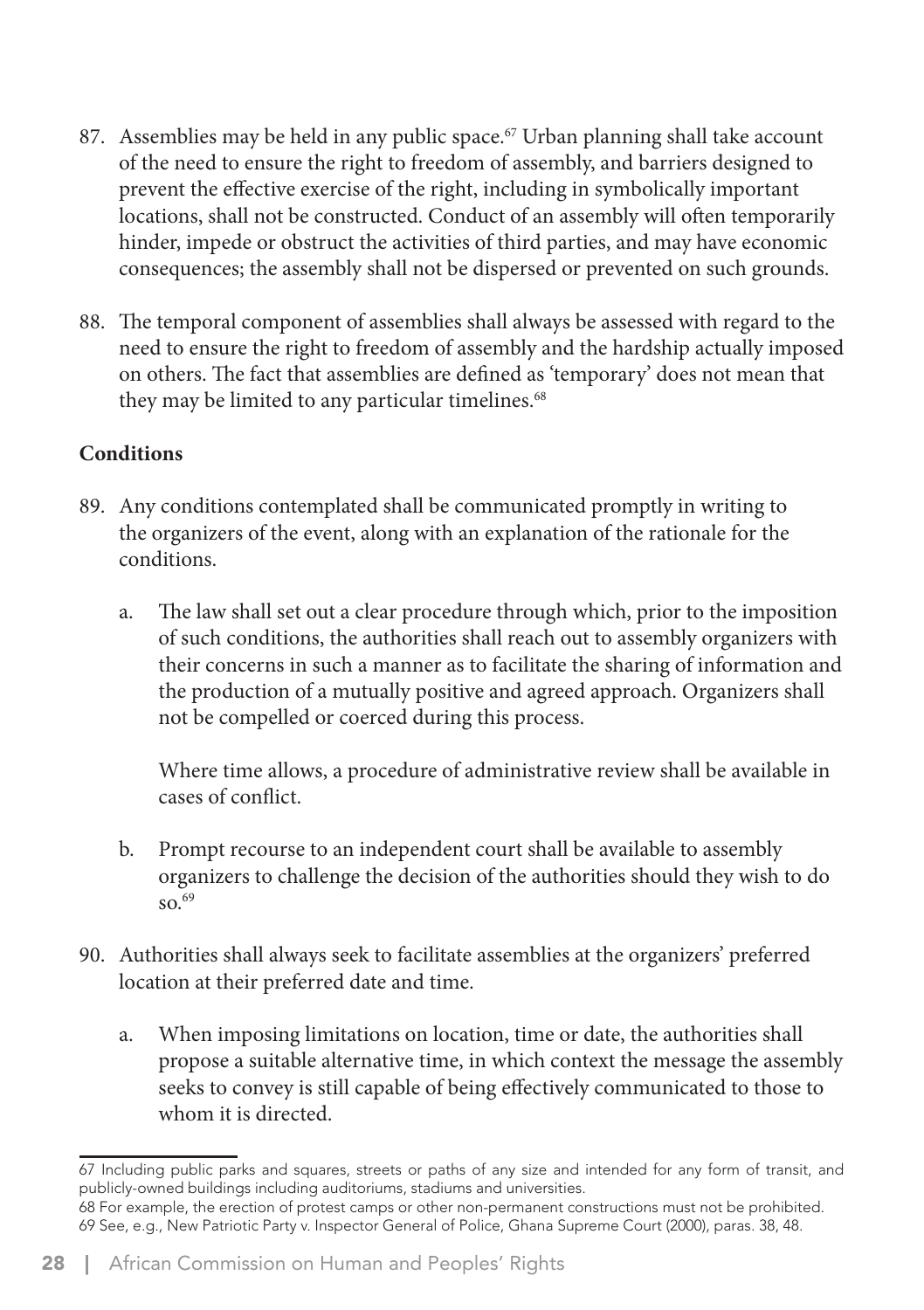87. Assemblies may be held in any public space.[67] Urban planning shall take account of the need to ensure the right to freedom of assembly, and barriers designed to prevent the effective exercise of the right, including in symbolically important locations, shall not be constructed. Conduct of an assembly will often temporarily hinder, impede or obstruct the activities of third parties, and may have economic consequences; the assembly shall not be dispersed or prevented on such grounds.

88. The temporal component of assemblies shall always be assessed with regard to the need to ensure the right to freedom of assembly and the hardship actually imposed on others. The fact that assemblies are defined as 'temporary' does not mean that they may be limited to any particular timelines.[68]

**Conditions**

89. Any conditions contemplated shall be communicated promptly in writing to the organizers of the event, along with an explanation of the rationale for the conditions.

    a. The law shall set out a clear procedure through which, prior to the imposition of such conditions, the authorities shall reach out to assembly organizers with their concerns in such a manner as to facilitate the sharing of information and the production of a mutually positive and agreed approach. Organizers shall not be compelled or coerced during this process.

       Where time allows, a procedure of administrative review shall be available in cases of conflict.

    b. Prompt recourse to an independent court shall be available to assembly organizers to challenge the decision of the authorities should they wish to do so.[69]

90. Authorities shall always seek to facilitate assemblies at the organizers' preferred location at their preferred date and time.

    a. When imposing limitations on location, time or date, the authorities shall propose a suitable alternative time, in which context the message the assembly seeks to convey is still capable of being effectively communicated to those to whom it is directed.

---

67 Including public parks and squares, streets or paths of any size and intended for any form of transit, and publicly-owned buildings including auditoriums, stadiums and universities.

68 For example, the erection of protest camps or other non-permanent constructions must not be prohibited.

69 See, e.g., New Patriotic Party v. Inspector General of Police, Ghana Supreme Court (2000), paras. 38, 48.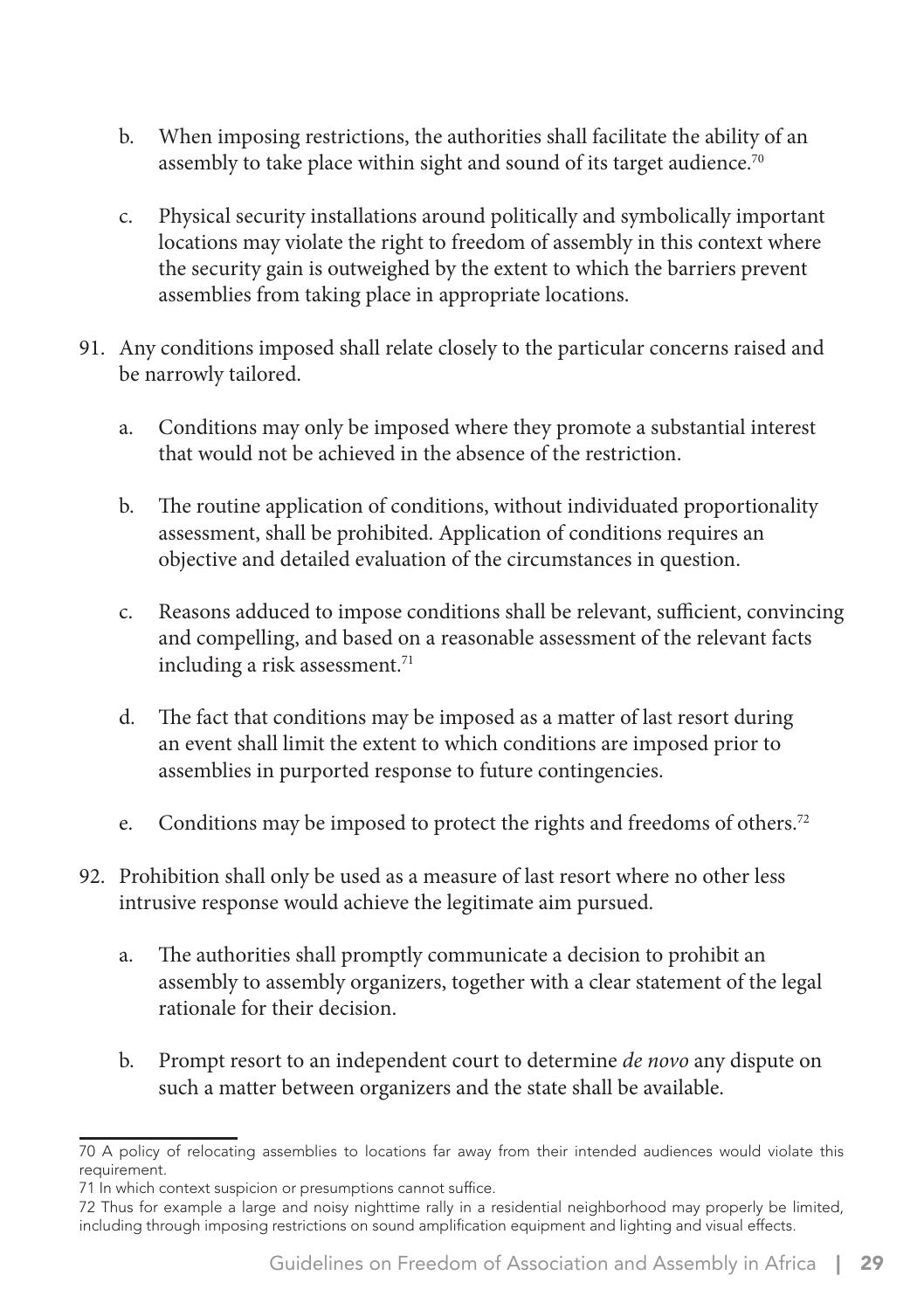b. When imposing restrictions, the authorities shall facilitate the ability of an assembly to take place within sight and sound of its target audience.[70]

c. Physical security installations around politically and symbolically important locations may violate the right to freedom of assembly in this context where the security gain is outweighed by the extent to which the barriers prevent assemblies from taking place in appropriate locations.

91. Any conditions imposed shall relate closely to the particular concerns raised and be narrowly tailored.

    a. Conditions may only be imposed where they promote a substantial interest that would not be achieved in the absence of the restriction.

    b. The routine application of conditions, without individuated proportionality assessment, shall be prohibited. Application of conditions requires an objective and detailed evaluation of the circumstances in question.

    c. Reasons adduced to impose conditions shall be relevant, sufficient, convincing and compelling, and based on a reasonable assessment of the relevant facts including a risk assessment.[71]

    d. The fact that conditions may be imposed as a matter of last resort during an event shall limit the extent to which conditions are imposed prior to assemblies in purported response to future contingencies.

    e. Conditions may be imposed to protect the rights and freedoms of others.[72]

92. Prohibition shall only be used as a measure of last resort where no other less intrusive response would achieve the legitimate aim pursued.

    a. The authorities shall promptly communicate a decision to prohibit an assembly to assembly organizers, together with a clear statement of the legal rationale for their decision.

    b. Prompt resort to an independent court to determine *de novo* any dispute on such a matter between organizers and the state shall be available.

---

70 A policy of relocating assemblies to locations far away from their intended audiences would violate this requirement.

71 In which context suspicion or presumptions cannot suffice.

72 Thus for example a large and noisy nighttime rally in a residential neighborhood may properly be limited, including through imposing restrictions on sound amplification equipment and lighting and visual effects.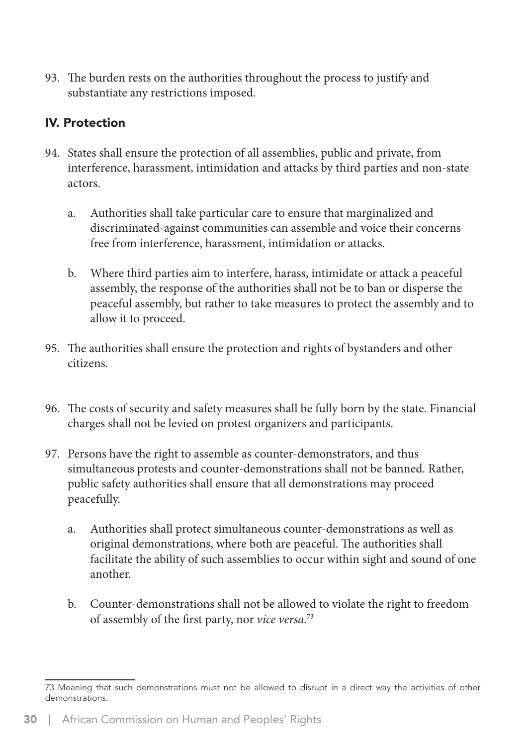93. The burden rests on the authorities throughout the process to justify and substantiate any restrictions imposed.

## IV. Protection

94. States shall ensure the protection of all assemblies, public and private, from interference, harassment, intimidation and attacks by third parties and non-state actors.

    a. Authorities shall take particular care to ensure that marginalized and discriminated-against communities can assemble and voice their concerns free from interference, harassment, intimidation or attacks.

    b. Where third parties aim to interfere, harass, intimidate or attack a peaceful assembly, the response of the authorities shall not be to ban or disperse the peaceful assembly, but rather to take measures to protect the assembly and to allow it to proceed.

95. The authorities shall ensure the protection and rights of bystanders and other citizens.

96. The costs of security and safety measures shall be fully born by the state. Financial charges shall not be levied on protest organizers and participants.

97. Persons have the right to assemble as counter-demonstrators, and thus simultaneous protests and counter-demonstrations shall not be banned. Rather, public safety authorities shall ensure that all demonstrations may proceed peacefully.

    a. Authorities shall protect simultaneous counter-demonstrations as well as original demonstrations, where both are peaceful. The authorities shall facilitate the ability of such assemblies to occur within sight and sound of one another.

    b. Counter-demonstrations shall not be allowed to violate the right to freedom of assembly of the first party, nor *vice versa*.[73]

---

73 Meaning that such demonstrations must not be allowed to disrupt in a direct way the activities of other demonstrations.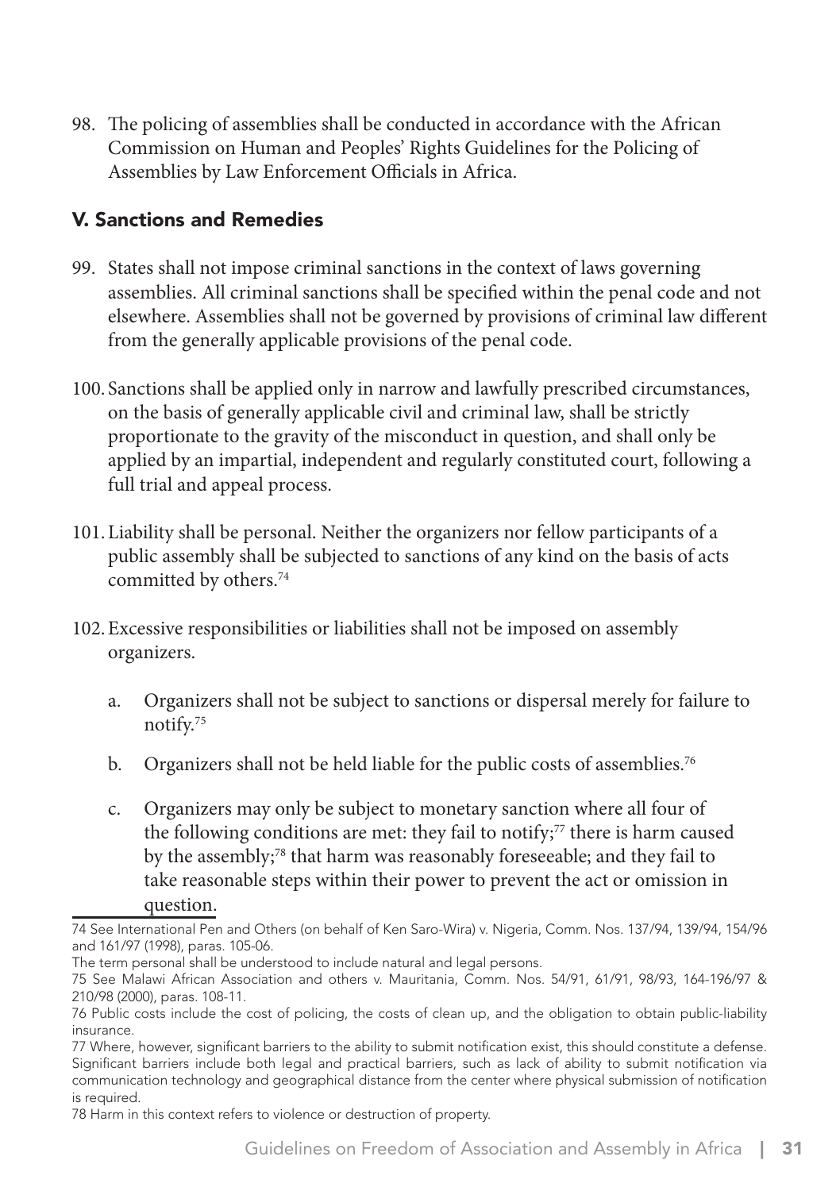98. The policing of assemblies shall be conducted in accordance with the African Commission on Human and Peoples' Rights Guidelines for the Policing of Assemblies by Law Enforcement Officials in Africa.

## V. Sanctions and Remedies

99. States shall not impose criminal sanctions in the context of laws governing assemblies. All criminal sanctions shall be specified within the penal code and not elsewhere. Assemblies shall not be governed by provisions of criminal law different from the generally applicable provisions of the penal code.

100. Sanctions shall be applied only in narrow and lawfully prescribed circumstances, on the basis of generally applicable civil and criminal law, shall be strictly proportionate to the gravity of the misconduct in question, and shall only be applied by an impartial, independent and regularly constituted court, following a full trial and appeal process.

101. Liability shall be personal. Neither the organizers nor fellow participants of a public assembly shall be subjected to sanctions of any kind on the basis of acts committed by others.[74]

102. Excessive responsibilities or liabilities shall not be imposed on assembly organizers.

    a. Organizers shall not be subject to sanctions or dispersal merely for failure to notify.[75]

    b. Organizers shall not be held liable for the public costs of assemblies.[76]

    c. Organizers may only be subject to monetary sanction where all four of the following conditions are met: they fail to notify;[77] there is harm caused by the assembly;[78] that harm was reasonably foreseeable; and they fail to take reasonable steps within their power to prevent the act or omission in question.

---

74 See International Pen and Others (on behalf of Ken Saro-Wira) v. Nigeria, Comm. Nos. 137/94, 139/94, 154/96 and 161/97 (1998), paras. 105-06.

The term personal shall be understood to include natural and legal persons.

75 See Malawi African Association and others v. Mauritania, Comm. Nos. 54/91, 61/91, 98/93, 164-196/97 & 210/98 (2000), paras. 108-11.

76 Public costs include the cost of policing, the costs of clean up, and the obligation to obtain public-liability insurance.

77 Where, however, significant barriers to the ability to submit notification exist, this should constitute a defense. Significant barriers include both legal and practical barriers, such as lack of ability to submit notification via communication technology and geographical distance from the center where physical submission of notification is required.

78 Harm in this context refers to violence or destruction of property.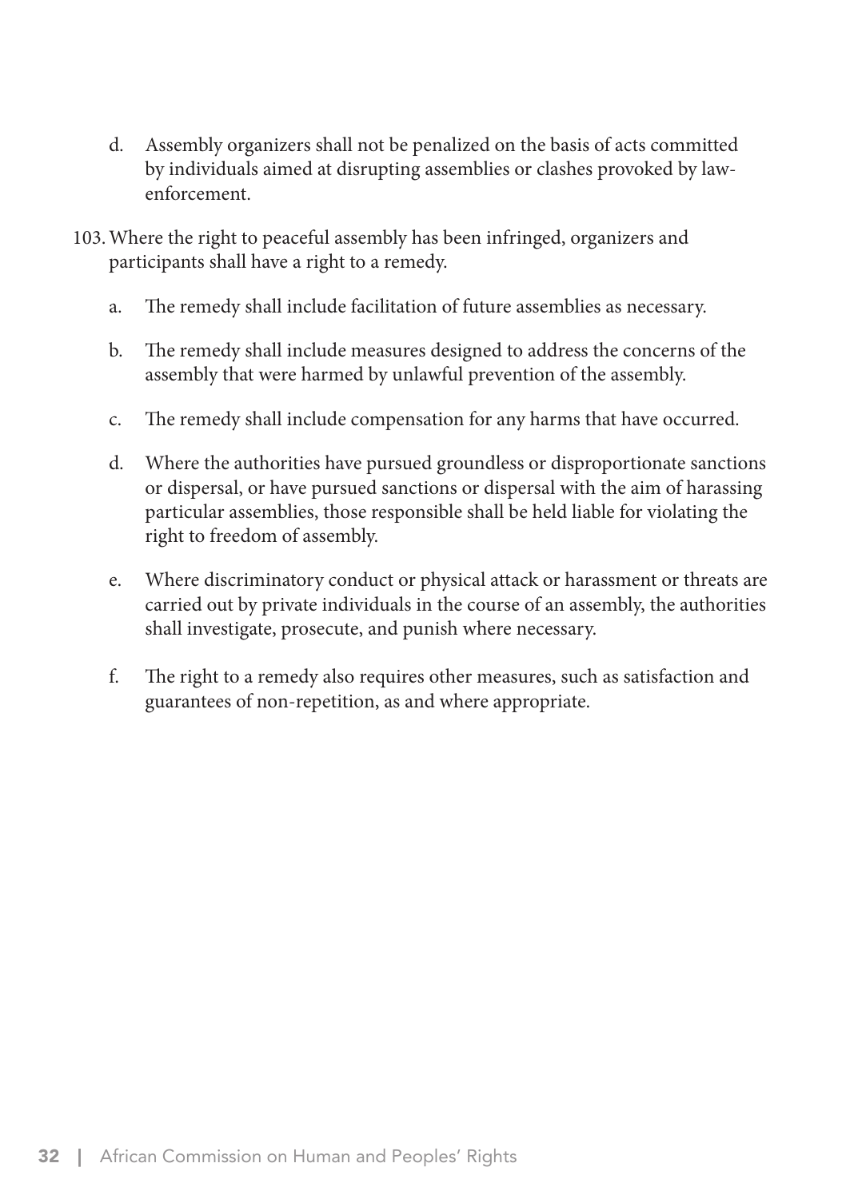d. Assembly organizers shall not be penalized on the basis of acts committed by individuals aimed at disrupting assemblies or clashes provoked by law-enforcement.

103. Where the right to peaceful assembly has been infringed, organizers and participants shall have a right to a remedy.

   a. The remedy shall include facilitation of future assemblies as necessary.

   b. The remedy shall include measures designed to address the concerns of the assembly that were harmed by unlawful prevention of the assembly.

   c. The remedy shall include compensation for any harms that have occurred.

   d. Where the authorities have pursued groundless or disproportionate sanctions or dispersal, or have pursued sanctions or dispersal with the aim of harassing particular assemblies, those responsible shall be held liable for violating the right to freedom of assembly.

   e. Where discriminatory conduct or physical attack or harassment or threats are carried out by private individuals in the course of an assembly, the authorities shall investigate, prosecute, and punish where necessary.

   f. The right to a remedy also requires other measures, such as satisfaction and guarantees of non-repetition, as and where appropriate.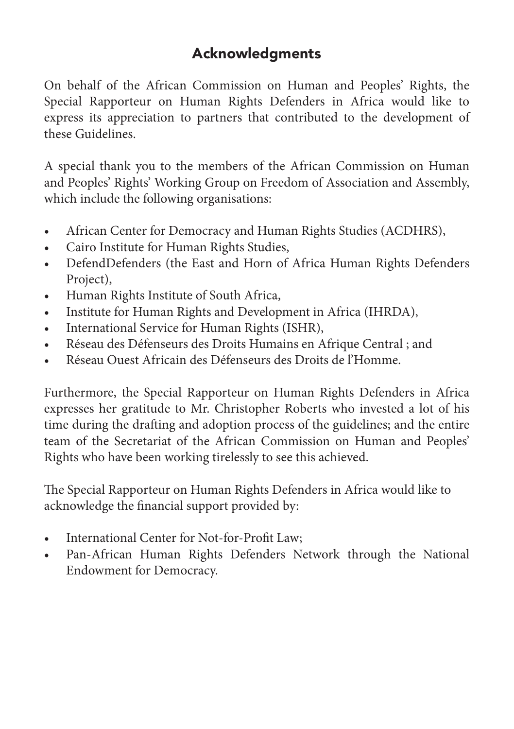## Acknowledgments

On behalf of the African Commission on Human and Peoples' Rights, the Special Rapporteur on Human Rights Defenders in Africa would like to express its appreciation to partners that contributed to the development of these Guidelines.

A special thank you to the members of the African Commission on Human and Peoples' Rights' Working Group on Freedom of Association and Assembly, which include the following organisations:

- African Center for Democracy and Human Rights Studies (ACDHRS),
- Cairo Institute for Human Rights Studies,
- DefendDefenders (the East and Horn of Africa Human Rights Defenders Project),
- Human Rights Institute of South Africa,
- Institute for Human Rights and Development in Africa (IHRDA),
- International Service for Human Rights (ISHR),
- Réseau des Défenseurs des Droits Humains en Afrique Central ; and
- Réseau Ouest Africain des Défenseurs des Droits de l'Homme.

Furthermore, the Special Rapporteur on Human Rights Defenders in Africa expresses her gratitude to Mr. Christopher Roberts who invested a lot of his time during the drafting and adoption process of the guidelines; and the entire team of the Secretariat of the African Commission on Human and Peoples' Rights who have been working tirelessly to see this achieved.

The Special Rapporteur on Human Rights Defenders in Africa would like to acknowledge the financial support provided by:

- International Center for Not-for-Profit Law;
- Pan-African Human Rights Defenders Network through the National Endowment for Democracy.